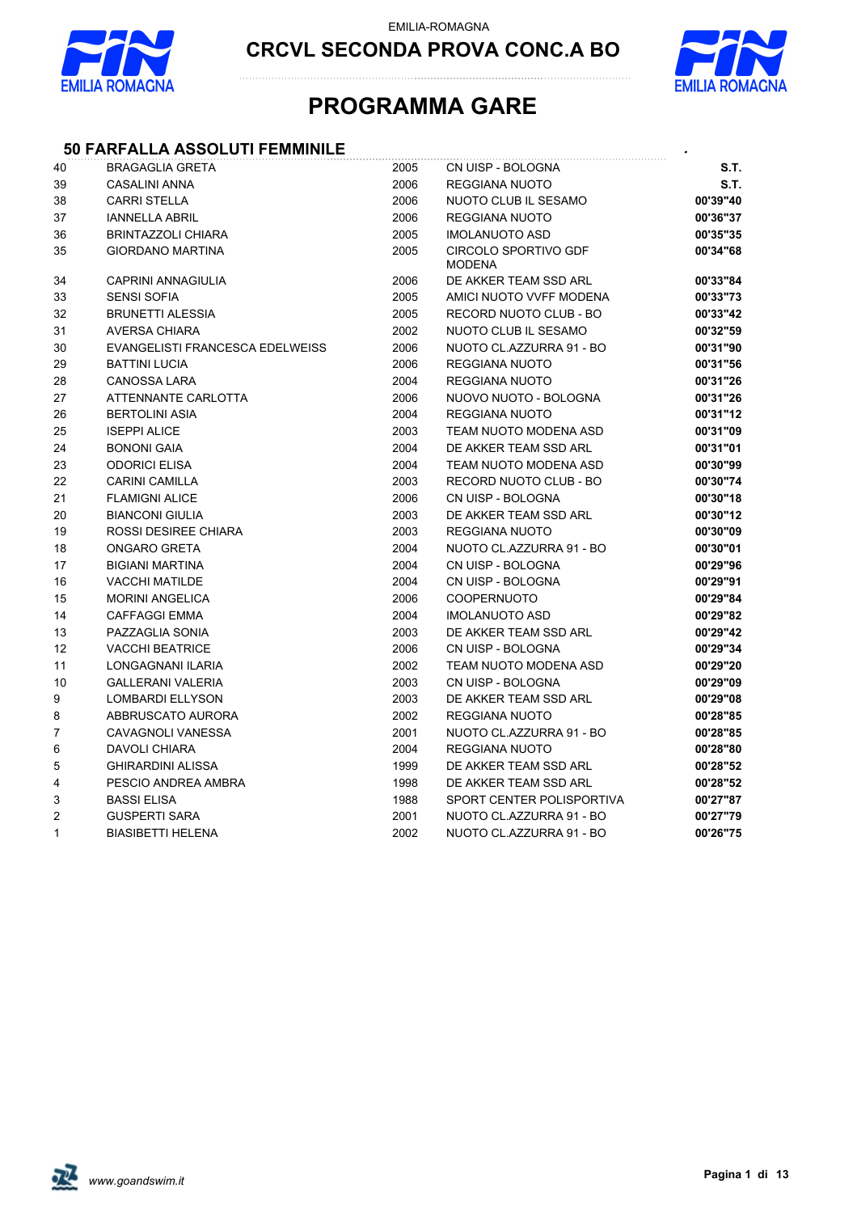EMILIA-ROMAGNA

# CRCVL SECONDA PROVA CONC.A BO

## PROGRAMMA GARE

### 50 FARFALLA ASSOLUTI FEMMINILE

| | | | | |
|---|---|---|---|---|
| 40 | BRAGAGLIA GRETA | 2005 | CN UISP - BOLOGNA | **S.T.** |
| 39 | CASALINI ANNA | 2006 | REGGIANA NUOTO | **S.T.** |
| 38 | CARRI STELLA | 2006 | NUOTO CLUB IL SESAMO | **00'39"40** |
| 37 | IANNELLA ABRIL | 2006 | REGGIANA NUOTO | **00'36"37** |
| 36 | BRINTAZZOLI CHIARA | 2005 | IMOLANUOTO ASD | **00'35"35** |
| 35 | GIORDANO MARTINA | 2005 | CIRCOLO SPORTIVO GDF MODENA | **00'34"68** |
| 34 | CAPRINI ANNAGIULIA | 2006 | DE AKKER TEAM SSD ARL | **00'33"84** |
| 33 | SENSI SOFIA | 2005 | AMICI NUOTO VVFF MODENA | **00'33"73** |
| 32 | BRUNETTI ALESSIA | 2005 | RECORD NUOTO CLUB - BO | **00'33"42** |
| 31 | AVERSA CHIARA | 2002 | NUOTO CLUB IL SESAMO | **00'32"59** |
| 30 | EVANGELISTI FRANCESCA EDELWEISS | 2006 | NUOTO CL.AZZURRA 91 - BO | **00'31"90** |
| 29 | BATTINI LUCIA | 2006 | REGGIANA NUOTO | **00'31"56** |
| 28 | CANOSSA LARA | 2004 | REGGIANA NUOTO | **00'31"26** |
| 27 | ATTENNANTE CARLOTTA | 2006 | NUOVO NUOTO - BOLOGNA | **00'31"26** |
| 26 | BERTOLINI ASIA | 2004 | REGGIANA NUOTO | **00'31"12** |
| 25 | ISEPPI ALICE | 2003 | TEAM NUOTO MODENA ASD | **00'31"09** |
| 24 | BONONI GAIA | 2004 | DE AKKER TEAM SSD ARL | **00'31"01** |
| 23 | ODORICI ELISA | 2004 | TEAM NUOTO MODENA ASD | **00'30"99** |
| 22 | CARINI CAMILLA | 2003 | RECORD NUOTO CLUB - BO | **00'30"74** |
| 21 | FLAMIGNI ALICE | 2006 | CN UISP - BOLOGNA | **00'30"18** |
| 20 | BIANCONI GIULIA | 2003 | DE AKKER TEAM SSD ARL | **00'30"12** |
| 19 | ROSSI DESIREE CHIARA | 2003 | REGGIANA NUOTO | **00'30"09** |
| 18 | ONGARO GRETA | 2004 | NUOTO CL.AZZURRA 91 - BO | **00'30"01** |
| 17 | BIGIANI MARTINA | 2004 | CN UISP - BOLOGNA | **00'29"96** |
| 16 | VACCHI MATILDE | 2004 | CN UISP - BOLOGNA | **00'29"91** |
| 15 | MORINI ANGELICA | 2006 | COOPERNUOTO | **00'29"84** |
| 14 | CAFFAGGI EMMA | 2004 | IMOLANUOTO ASD | **00'29"82** |
| 13 | PAZZAGLIA SONIA | 2003 | DE AKKER TEAM SSD ARL | **00'29"42** |
| 12 | VACCHI BEATRICE | 2006 | CN UISP - BOLOGNA | **00'29"34** |
| 11 | LONGAGNANI ILARIA | 2002 | TEAM NUOTO MODENA ASD | **00'29"20** |
| 10 | GALLERANI VALERIA | 2003 | CN UISP - BOLOGNA | **00'29"09** |
| 9 | LOMBARDI ELLYSON | 2003 | DE AKKER TEAM SSD ARL | **00'29"08** |
| 8 | ABBRUSCATO AURORA | 2002 | REGGIANA NUOTO | **00'28"85** |
| 7 | CAVAGNOLI VANESSA | 2001 | NUOTO CL.AZZURRA 91 - BO | **00'28"85** |
| 6 | DAVOLI CHIARA | 2004 | REGGIANA NUOTO | **00'28"80** |
| 5 | GHIRARDINI ALISSA | 1999 | DE AKKER TEAM SSD ARL | **00'28"52** |
| 4 | PESCIO ANDREA AMBRA | 1998 | DE AKKER TEAM SSD ARL | **00'28"52** |
| 3 | BASSI ELISA | 1988 | SPORT CENTER POLISPORTIVA | **00'27"87** |
| 2 | GUSPERTI SARA | 2001 | NUOTO CL.AZZURRA 91 - BO | **00'27"79** |
| 1 | BIASIBETTI HELENA | 2002 | NUOTO CL.AZZURRA 91 - BO | **00'26"75** |

*www.goandswim.it*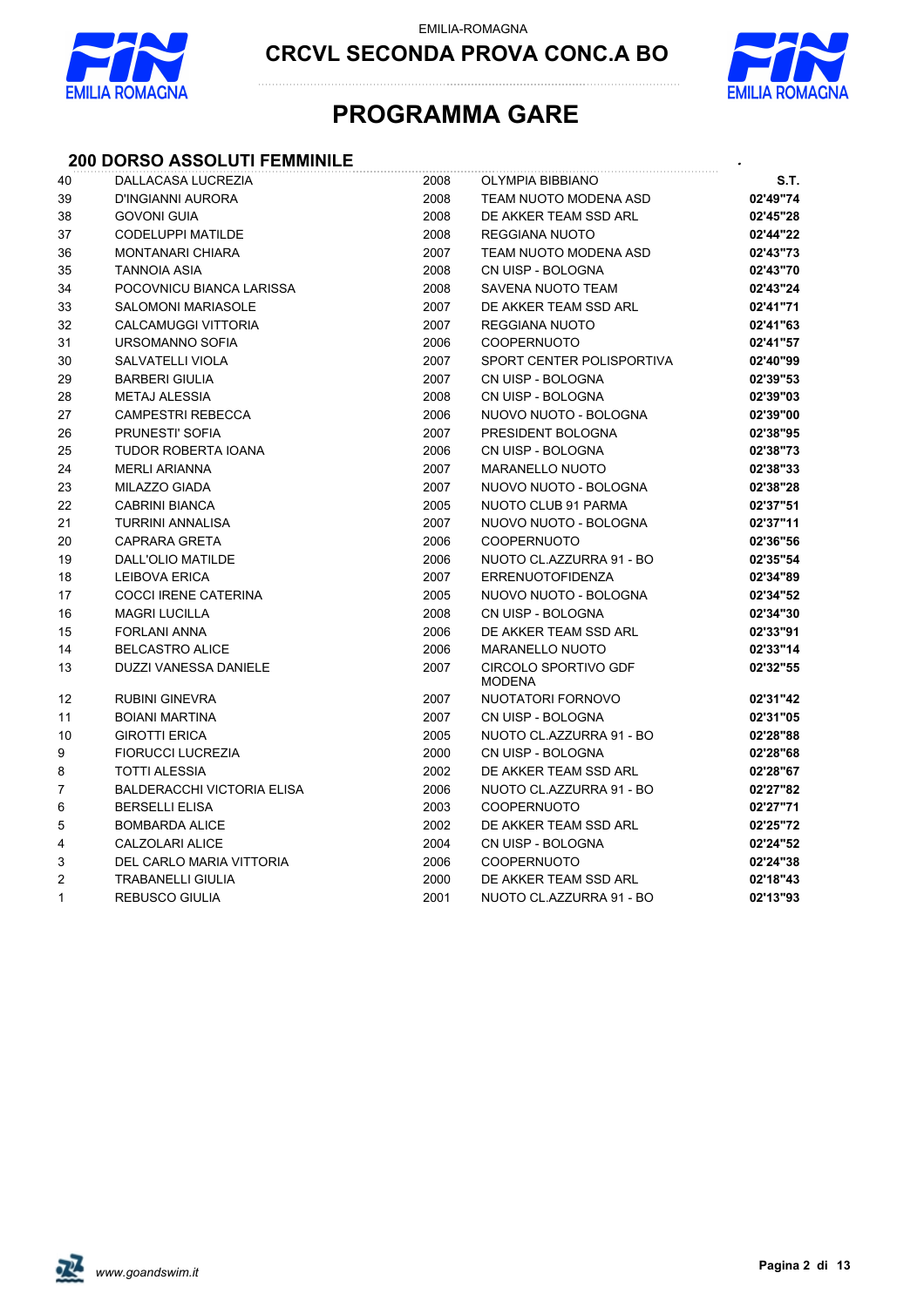EMILIA-ROMAGNA

# CRCVL SECONDA PROVA CONC.A BO

# PROGRAMMA GARE

## 200 DORSO ASSOLUTI FEMMINILE

| | | | | S.T. |
|---|---|---|---|---|
| 40 | DALLACASA LUCREZIA | 2008 | OLYMPIA BIBBIANO | |
| 39 | D'INGIANNI AURORA | 2008 | TEAM NUOTO MODENA ASD | 02'49"74 |
| 38 | GOVONI GUIA | 2008 | DE AKKER TEAM SSD ARL | 02'45"28 |
| 37 | CODELUPPI MATILDE | 2008 | REGGIANA NUOTO | 02'44"22 |
| 36 | MONTANARI CHIARA | 2007 | TEAM NUOTO MODENA ASD | 02'43"73 |
| 35 | TANNOIA ASIA | 2008 | CN UISP - BOLOGNA | 02'43"70 |
| 34 | POCOVNICU BIANCA LARISSA | 2008 | SAVENA NUOTO TEAM | 02'43"24 |
| 33 | SALOMONI MARIASOLE | 2007 | DE AKKER TEAM SSD ARL | 02'41"71 |
| 32 | CALCAMUGGI VITTORIA | 2007 | REGGIANA NUOTO | 02'41"63 |
| 31 | URSOMANNO SOFIA | 2006 | COOPERNUOTO | 02'41"57 |
| 30 | SALVATELLI VIOLA | 2007 | SPORT CENTER POLISPORTIVA | 02'40"99 |
| 29 | BARBERI GIULIA | 2007 | CN UISP - BOLOGNA | 02'39"53 |
| 28 | METAJ ALESSIA | 2008 | CN UISP - BOLOGNA | 02'39"03 |
| 27 | CAMPESTRI REBECCA | 2006 | NUOVO NUOTO - BOLOGNA | 02'39"00 |
| 26 | PRUNESTI' SOFIA | 2007 | PRESIDENT BOLOGNA | 02'38"95 |
| 25 | TUDOR ROBERTA IOANA | 2006 | CN UISP - BOLOGNA | 02'38"73 |
| 24 | MERLI ARIANNA | 2007 | MARANELLO NUOTO | 02'38"33 |
| 23 | MILAZZO GIADA | 2007 | NUOVO NUOTO - BOLOGNA | 02'38"28 |
| 22 | CABRINI BIANCA | 2005 | NUOTO CLUB 91 PARMA | 02'37"51 |
| 21 | TURRINI ANNALISA | 2007 | NUOVO NUOTO - BOLOGNA | 02'37"11 |
| 20 | CAPRARA GRETA | 2006 | COOPERNUOTO | 02'36"56 |
| 19 | DALL'OLIO MATILDE | 2006 | NUOTO CL.AZZURRA 91 - BO | 02'35"54 |
| 18 | LEIBOVA ERICA | 2007 | ERRENUOTOFIDENZA | 02'34"89 |
| 17 | COCCI IRENE CATERINA | 2005 | NUOVO NUOTO - BOLOGNA | 02'34"52 |
| 16 | MAGRI LUCILLA | 2008 | CN UISP - BOLOGNA | 02'34"30 |
| 15 | FORLANI ANNA | 2006 | DE AKKER TEAM SSD ARL | 02'33"91 |
| 14 | BELCASTRO ALICE | 2006 | MARANELLO NUOTO | 02'33"14 |
| 13 | DUZZI VANESSA DANIELE | 2007 | CIRCOLO SPORTIVO GDF MODENA | 02'32"55 |
| 12 | RUBINI GINEVRA | 2007 | NUOTATORI FORNOVO | 02'31"42 |
| 11 | BOIANI MARTINA | 2007 | CN UISP - BOLOGNA | 02'31"05 |
| 10 | GIROTTI ERICA | 2005 | NUOTO CL.AZZURRA 91 - BO | 02'28"88 |
| 9 | FIORUCCI LUCREZIA | 2000 | CN UISP - BOLOGNA | 02'28"68 |
| 8 | TOTTI ALESSIA | 2002 | DE AKKER TEAM SSD ARL | 02'28"67 |
| 7 | BALDERACCHI VICTORIA ELISA | 2006 | NUOTO CL.AZZURRA 91 - BO | 02'27"82 |
| 6 | BERSELLI ELISA | 2003 | COOPERNUOTO | 02'27"71 |
| 5 | BOMBARDA ALICE | 2002 | DE AKKER TEAM SSD ARL | 02'25"72 |
| 4 | CALZOLARI ALICE | 2004 | CN UISP - BOLOGNA | 02'24"52 |
| 3 | DEL CARLO MARIA VITTORIA | 2006 | COOPERNUOTO | 02'24"38 |
| 2 | TRABANELLI GIULIA | 2000 | DE AKKER TEAM SSD ARL | 02'18"43 |
| 1 | REBUSCO GIULIA | 2001 | NUOTO CL.AZZURRA 91 - BO | 02'13"93 |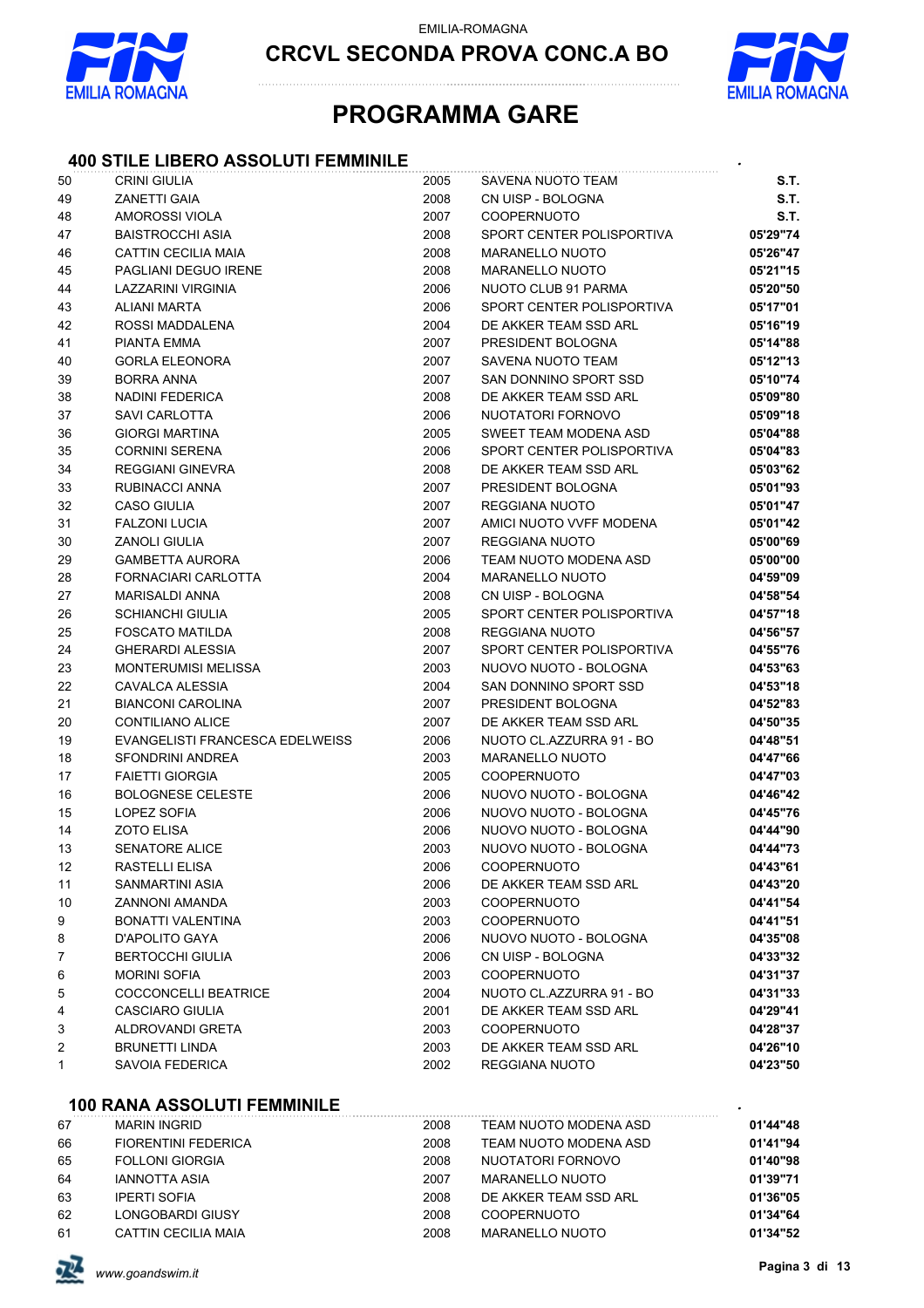EMILIA-ROMAGNA

# CRCVL SECONDA PROVA CONC.A BO

# PROGRAMMA GARE

## 400 STILE LIBERO ASSOLUTI FEMMINILE

| | | | | |
|---|---|---|---|---|
| 50 | CRINI GIULIA | 2005 | SAVENA NUOTO TEAM | S.T. |
| 49 | ZANETTI GAIA | 2008 | CN UISP - BOLOGNA | S.T. |
| 48 | AMOROSSI VIOLA | 2007 | COOPERNUOTO | S.T. |
| 47 | BAISTROCCHI ASIA | 2008 | SPORT CENTER POLISPORTIVA | 05'29"74 |
| 46 | CATTIN CECILIA MAIA | 2008 | MARANELLO NUOTO | 05'26"47 |
| 45 | PAGLIANI DEGUO IRENE | 2008 | MARANELLO NUOTO | 05'21"15 |
| 44 | LAZZARINI VIRGINIA | 2006 | NUOTO CLUB 91 PARMA | 05'20"50 |
| 43 | ALIANI MARTA | 2006 | SPORT CENTER POLISPORTIVA | 05'17"01 |
| 42 | ROSSI MADDALENA | 2004 | DE AKKER TEAM SSD ARL | 05'16"19 |
| 41 | PIANTA EMMA | 2007 | PRESIDENT BOLOGNA | 05'14"88 |
| 40 | GORLA ELEONORA | 2007 | SAVENA NUOTO TEAM | 05'12"13 |
| 39 | BORRA ANNA | 2007 | SAN DONNINO SPORT SSD | 05'10"74 |
| 38 | NADINI FEDERICA | 2008 | DE AKKER TEAM SSD ARL | 05'09"80 |
| 37 | SAVI CARLOTTA | 2006 | NUOTATORI FORNOVO | 05'09"18 |
| 36 | GIORGI MARTINA | 2005 | SWEET TEAM MODENA ASD | 05'04"88 |
| 35 | CORNINI SERENA | 2006 | SPORT CENTER POLISPORTIVA | 05'04"83 |
| 34 | REGGIANI GINEVRA | 2008 | DE AKKER TEAM SSD ARL | 05'03"62 |
| 33 | RUBINACCI ANNA | 2007 | PRESIDENT BOLOGNA | 05'01"93 |
| 32 | CASO GIULIA | 2007 | REGGIANA NUOTO | 05'01"47 |
| 31 | FALZONI LUCIA | 2007 | AMICI NUOTO VVFF MODENA | 05'01"42 |
| 30 | ZANOLI GIULIA | 2007 | REGGIANA NUOTO | 05'00"69 |
| 29 | GAMBETTA AURORA | 2006 | TEAM NUOTO MODENA ASD | 05'00"00 |
| 28 | FORNACIARI CARLOTTA | 2004 | MARANELLO NUOTO | 04'59"09 |
| 27 | MARISALDI ANNA | 2008 | CN UISP - BOLOGNA | 04'58"54 |
| 26 | SCHIANCHI GIULIA | 2005 | SPORT CENTER POLISPORTIVA | 04'57"18 |
| 25 | FOSCATO MATILDA | 2008 | REGGIANA NUOTO | 04'56"57 |
| 24 | GHERARDI ALESSIA | 2007 | SPORT CENTER POLISPORTIVA | 04'55"76 |
| 23 | MONTERUMISI MELISSA | 2003 | NUOVO NUOTO - BOLOGNA | 04'53"63 |
| 22 | CAVALCA ALESSIA | 2004 | SAN DONNINO SPORT SSD | 04'53"18 |
| 21 | BIANCONI CAROLINA | 2007 | PRESIDENT BOLOGNA | 04'52"83 |
| 20 | CONTILIANO ALICE | 2007 | DE AKKER TEAM SSD ARL | 04'50"35 |
| 19 | EVANGELISTI FRANCESCA EDELWEISS | 2006 | NUOTO CL.AZZURRA 91 - BO | 04'48"51 |
| 18 | SFONDRINI ANDREA | 2003 | MARANELLO NUOTO | 04'47"66 |
| 17 | FAIETTI GIORGIA | 2005 | COOPERNUOTO | 04'47"03 |
| 16 | BOLOGNESE CELESTE | 2006 | NUOVO NUOTO - BOLOGNA | 04'46"42 |
| 15 | LOPEZ SOFIA | 2006 | NUOVO NUOTO - BOLOGNA | 04'45"76 |
| 14 | ZOTO ELISA | 2006 | NUOVO NUOTO - BOLOGNA | 04'44"90 |
| 13 | SENATORE ALICE | 2003 | NUOVO NUOTO - BOLOGNA | 04'44"73 |
| 12 | RASTELLI ELISA | 2006 | COOPERNUOTO | 04'43"61 |
| 11 | SANMARTINI ASIA | 2006 | DE AKKER TEAM SSD ARL | 04'43"20 |
| 10 | ZANNONI AMANDA | 2003 | COOPERNUOTO | 04'41"54 |
| 9 | BONATTI VALENTINA | 2003 | COOPERNUOTO | 04'41"51 |
| 8 | D'APOLITO GAYA | 2006 | NUOVO NUOTO - BOLOGNA | 04'35"08 |
| 7 | BERTOCCHI GIULIA | 2006 | CN UISP - BOLOGNA | 04'33"32 |
| 6 | MORINI SOFIA | 2003 | COOPERNUOTO | 04'31"37 |
| 5 | COCCONCELLI BEATRICE | 2004 | NUOTO CL.AZZURRA 91 - BO | 04'31"33 |
| 4 | CASCIARO GIULIA | 2001 | DE AKKER TEAM SSD ARL | 04'29"41 |
| 3 | ALDROVANDI GRETA | 2003 | COOPERNUOTO | 04'28"37 |
| 2 | BRUNETTI LINDA | 2003 | DE AKKER TEAM SSD ARL | 04'26"10 |
| 1 | SAVOIA FEDERICA | 2002 | REGGIANA NUOTO | 04'23"50 |

## 100 RANA ASSOLUTI FEMMINILE

| | | | | |
|---|---|---|---|---|
| 67 | MARIN INGRID | 2008 | TEAM NUOTO MODENA ASD | 01'44"48 |
| 66 | FIORENTINI FEDERICA | 2008 | TEAM NUOTO MODENA ASD | 01'41"94 |
| 65 | FOLLONI GIORGIA | 2008 | NUOTATORI FORNOVO | 01'40"98 |
| 64 | IANNOTTA ASIA | 2007 | MARANELLO NUOTO | 01'39"71 |
| 63 | IPERTI SOFIA | 2008 | DE AKKER TEAM SSD ARL | 01'36"05 |
| 62 | LONGOBARDI GIUSY | 2008 | COOPERNUOTO | 01'34"64 |
| 61 | CATTIN CECILIA MAIA | 2008 | MARANELLO NUOTO | 01'34"52 |

*www.goandswim.it*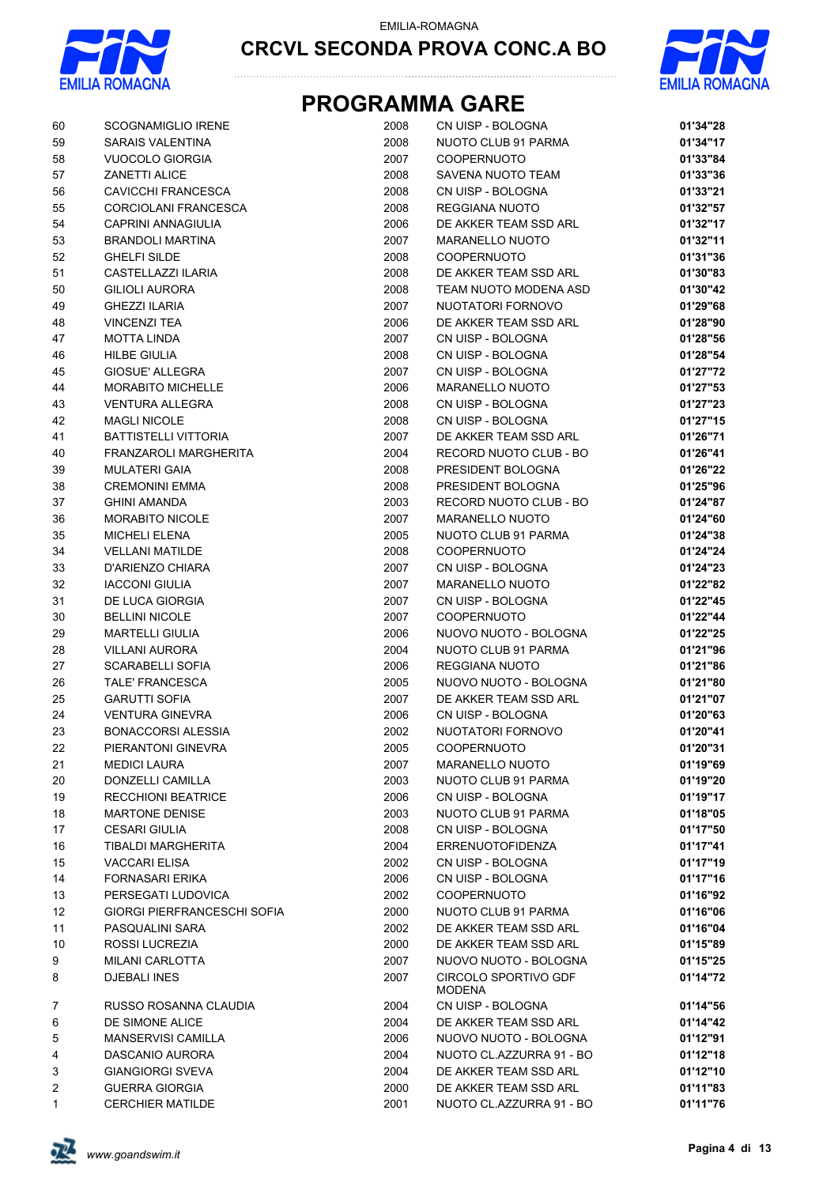EMILIA-ROMAGNA

# CRCVL SECONDA PROVA CONC.A BO

## PROGRAMMA GARE

| | | | | |
|---|---|---|---|---|
| 60 | SCOGNAMIGLIO IRENE | 2008 | CN UISP - BOLOGNA | **01'34"28** |
| 59 | SARAIS VALENTINA | 2008 | NUOTO CLUB 91 PARMA | **01'34"17** |
| 58 | VUOCOLO GIORGIA | 2007 | COOPERNUOTO | **01'33"84** |
| 57 | ZANETTI ALICE | 2008 | SAVENA NUOTO TEAM | **01'33"36** |
| 56 | CAVICCHI FRANCESCA | 2008 | CN UISP - BOLOGNA | **01'33"21** |
| 55 | CORCIOLANI FRANCESCA | 2008 | REGGIANA NUOTO | **01'32"57** |
| 54 | CAPRINI ANNAGIULIA | 2006 | DE AKKER TEAM SSD ARL | **01'32"17** |
| 53 | BRANDOLI MARTINA | 2007 | MARANELLO NUOTO | **01'32"11** |
| 52 | GHELFI SILDE | 2008 | COOPERNUOTO | **01'31"36** |
| 51 | CASTELLAZZI ILARIA | 2008 | DE AKKER TEAM SSD ARL | **01'30"83** |
| 50 | GILIOLI AURORA | 2008 | TEAM NUOTO MODENA ASD | **01'30"42** |
| 49 | GHEZZI ILARIA | 2007 | NUOTATORI FORNOVO | **01'29"68** |
| 48 | VINCENZI TEA | 2006 | DE AKKER TEAM SSD ARL | **01'28"90** |
| 47 | MOTTA LINDA | 2007 | CN UISP - BOLOGNA | **01'28"56** |
| 46 | HILBE GIULIA | 2008 | CN UISP - BOLOGNA | **01'28"54** |
| 45 | GIOSUE' ALLEGRA | 2007 | CN UISP - BOLOGNA | **01'27"72** |
| 44 | MORABITO MICHELLE | 2006 | MARANELLO NUOTO | **01'27"53** |
| 43 | VENTURA ALLEGRA | 2008 | CN UISP - BOLOGNA | **01'27"23** |
| 42 | MAGLI NICOLE | 2008 | CN UISP - BOLOGNA | **01'27"15** |
| 41 | BATTISTELLI VITTORIA | 2007 | DE AKKER TEAM SSD ARL | **01'26"71** |
| 40 | FRANZAROLI MARGHERITA | 2004 | RECORD NUOTO CLUB - BO | **01'26"41** |
| 39 | MULATERI GAIA | 2008 | PRESIDENT BOLOGNA | **01'26"22** |
| 38 | CREMONINI EMMA | 2008 | PRESIDENT BOLOGNA | **01'25"96** |
| 37 | GHINI AMANDA | 2003 | RECORD NUOTO CLUB - BO | **01'24"87** |
| 36 | MORABITO NICOLE | 2007 | MARANELLO NUOTO | **01'24"60** |
| 35 | MICHELI ELENA | 2005 | NUOTO CLUB 91 PARMA | **01'24"38** |
| 34 | VELLANI MATILDE | 2008 | COOPERNUOTO | **01'24"24** |
| 33 | D'ARIENZO CHIARA | 2007 | CN UISP - BOLOGNA | **01'24"23** |
| 32 | IACCONI GIULIA | 2007 | MARANELLO NUOTO | **01'22"82** |
| 31 | DE LUCA GIORGIA | 2007 | CN UISP - BOLOGNA | **01'22"45** |
| 30 | BELLINI NICOLE | 2007 | COOPERNUOTO | **01'22"44** |
| 29 | MARTELLI GIULIA | 2006 | NUOVO NUOTO - BOLOGNA | **01'22"25** |
| 28 | VILLANI AURORA | 2004 | NUOTO CLUB 91 PARMA | **01'21"96** |
| 27 | SCARABELLI SOFIA | 2006 | REGGIANA NUOTO | **01'21"86** |
| 26 | TALE' FRANCESCA | 2005 | NUOVO NUOTO - BOLOGNA | **01'21"80** |
| 25 | GARUTTI SOFIA | 2007 | DE AKKER TEAM SSD ARL | **01'21"07** |
| 24 | VENTURA GINEVRA | 2006 | CN UISP - BOLOGNA | **01'20"63** |
| 23 | BONACCORSI ALESSIA | 2002 | NUOTATORI FORNOVO | **01'20"41** |
| 22 | PIERANTONI GINEVRA | 2005 | COOPERNUOTO | **01'20"31** |
| 21 | MEDICI LAURA | 2007 | MARANELLO NUOTO | **01'19"69** |
| 20 | DONZELLI CAMILLA | 2003 | NUOTO CLUB 91 PARMA | **01'19"20** |
| 19 | RECCHIONI BEATRICE | 2006 | CN UISP - BOLOGNA | **01'19"17** |
| 18 | MARTONE DENISE | 2003 | NUOTO CLUB 91 PARMA | **01'18"05** |
| 17 | CESARI GIULIA | 2008 | CN UISP - BOLOGNA | **01'17"50** |
| 16 | TIBALDI MARGHERITA | 2004 | ERRENUOTOFIDENZA | **01'17"41** |
| 15 | VACCARI ELISA | 2002 | CN UISP - BOLOGNA | **01'17"19** |
| 14 | FORNASARI ERIKA | 2006 | CN UISP - BOLOGNA | **01'17"16** |
| 13 | PERSEGATI LUDOVICA | 2002 | COOPERNUOTO | **01'16"92** |
| 12 | GIORGI PIERFRANCESCHI SOFIA | 2000 | NUOTO CLUB 91 PARMA | **01'16"06** |
| 11 | PASQUALINI SARA | 2002 | DE AKKER TEAM SSD ARL | **01'16"04** |
| 10 | ROSSI LUCREZIA | 2000 | DE AKKER TEAM SSD ARL | **01'15"89** |
| 9 | MILANI CARLOTTA | 2007 | NUOVO NUOTO - BOLOGNA | **01'15"25** |
| 8 | DJEBALI INES | 2007 | CIRCOLO SPORTIVO GDF MODENA | **01'14"72** |
| 7 | RUSSO ROSANNA CLAUDIA | 2004 | CN UISP - BOLOGNA | **01'14"56** |
| 6 | DE SIMONE ALICE | 2004 | DE AKKER TEAM SSD ARL | **01'14"42** |
| 5 | MANSERVISI CAMILLA | 2006 | NUOVO NUOTO - BOLOGNA | **01'12"91** |
| 4 | DASCANIO AURORA | 2004 | NUOTO CL.AZZURRA 91 - BO | **01'12"18** |
| 3 | GIANGIORGI SVEVA | 2004 | DE AKKER TEAM SSD ARL | **01'12"10** |
| 2 | GUERRA GIORGIA | 2000 | DE AKKER TEAM SSD ARL | **01'11"83** |
| 1 | CERCHIER MATILDE | 2001 | NUOTO CL.AZZURRA 91 - BO | **01'11"76** |

*www.goandswim.it*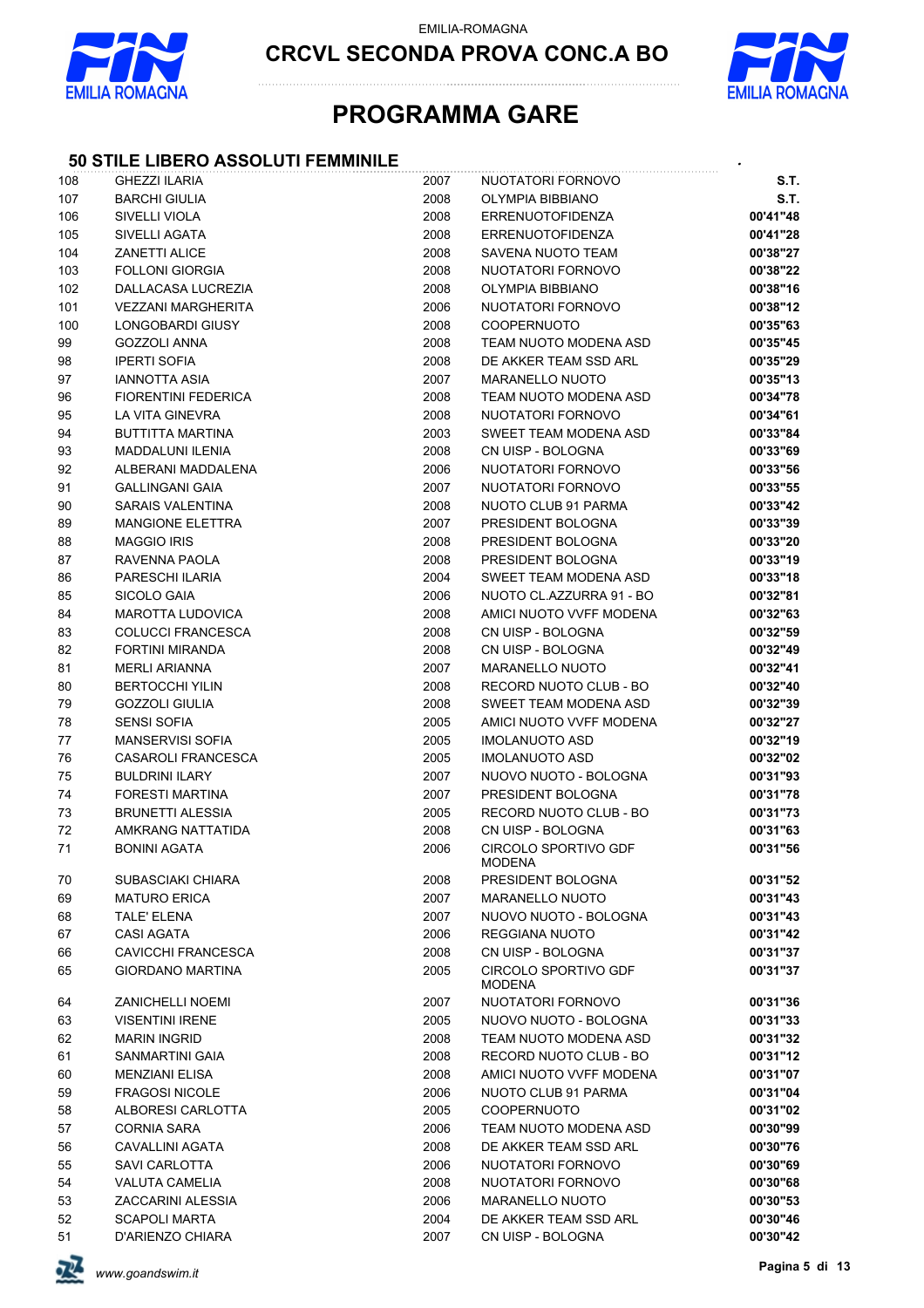EMILIA-ROMAGNA

# CRCVL SECONDA PROVA CONC.A BO

# PROGRAMMA GARE

## 50 STILE LIBERO ASSOLUTI FEMMINILE

| | | | | |
|---|---|---|---|---|
| 108 | GHEZZI ILARIA | 2007 | NUOTATORI FORNOVO | **S.T.** |
| 107 | BARCHI GIULIA | 2008 | OLYMPIA BIBBIANO | **S.T.** |
| 106 | SIVELLI VIOLA | 2008 | ERRENUOTOFIDENZA | **00'41"48** |
| 105 | SIVELLI AGATA | 2008 | ERRENUOTOFIDENZA | **00'41"28** |
| 104 | ZANETTI ALICE | 2008 | SAVENA NUOTO TEAM | **00'38"27** |
| 103 | FOLLONI GIORGIA | 2008 | NUOTATORI FORNOVO | **00'38"22** |
| 102 | DALLACASA LUCREZIA | 2008 | OLYMPIA BIBBIANO | **00'38"16** |
| 101 | VEZZANI MARGHERITA | 2006 | NUOTATORI FORNOVO | **00'38"12** |
| 100 | LONGOBARDI GIUSY | 2008 | COOPERNUOTO | **00'35"63** |
| 99 | GOZZOLI ANNA | 2008 | TEAM NUOTO MODENA ASD | **00'35"45** |
| 98 | IPERTI SOFIA | 2008 | DE AKKER TEAM SSD ARL | **00'35"29** |
| 97 | IANNOTTA ASIA | 2007 | MARANELLO NUOTO | **00'35"13** |
| 96 | FIORENTINI FEDERICA | 2008 | TEAM NUOTO MODENA ASD | **00'34"78** |
| 95 | LA VITA GINEVRA | 2008 | NUOTATORI FORNOVO | **00'34"61** |
| 94 | BUTTITTA MARTINA | 2003 | SWEET TEAM MODENA ASD | **00'33"84** |
| 93 | MADDALUNI ILENIA | 2008 | CN UISP - BOLOGNA | **00'33"69** |
| 92 | ALBERANI MADDALENA | 2006 | NUOTATORI FORNOVO | **00'33"56** |
| 91 | GALLINGANI GAIA | 2007 | NUOTATORI FORNOVO | **00'33"55** |
| 90 | SARAIS VALENTINA | 2008 | NUOTO CLUB 91 PARMA | **00'33"42** |
| 89 | MANGIONE ELETTRA | 2007 | PRESIDENT BOLOGNA | **00'33"39** |
| 88 | MAGGIO IRIS | 2008 | PRESIDENT BOLOGNA | **00'33"20** |
| 87 | RAVENNA PAOLA | 2008 | PRESIDENT BOLOGNA | **00'33"19** |
| 86 | PARESCHI ILARIA | 2004 | SWEET TEAM MODENA ASD | **00'33"18** |
| 85 | SICOLO GAIA | 2006 | NUOTO CL.AZZURRA 91 - BO | **00'32"81** |
| 84 | MAROTTA LUDOVICA | 2008 | AMICI NUOTO VVFF MODENA | **00'32"63** |
| 83 | COLUCCI FRANCESCA | 2008 | CN UISP - BOLOGNA | **00'32"59** |
| 82 | FORTINI MIRANDA | 2008 | CN UISP - BOLOGNA | **00'32"49** |
| 81 | MERLI ARIANNA | 2007 | MARANELLO NUOTO | **00'32"41** |
| 80 | BERTOCCHI YILIN | 2008 | RECORD NUOTO CLUB - BO | **00'32"40** |
| 79 | GOZZOLI GIULIA | 2008 | SWEET TEAM MODENA ASD | **00'32"39** |
| 78 | SENSI SOFIA | 2005 | AMICI NUOTO VVFF MODENA | **00'32"27** |
| 77 | MANSERVISI SOFIA | 2005 | IMOLANUOTO ASD | **00'32"19** |
| 76 | CASAROLI FRANCESCA | 2005 | IMOLANUOTO ASD | **00'32"02** |
| 75 | BULDRINI ILARY | 2007 | NUOVO NUOTO - BOLOGNA | **00'31"93** |
| 74 | FORESTI MARTINA | 2007 | PRESIDENT BOLOGNA | **00'31"78** |
| 73 | BRUNETTI ALESSIA | 2005 | RECORD NUOTO CLUB - BO | **00'31"73** |
| 72 | AMKRANG NATTATIDA | 2008 | CN UISP - BOLOGNA | **00'31"63** |
| 71 | BONINI AGATA | 2006 | CIRCOLO SPORTIVO GDF MODENA | **00'31"56** |
| 70 | SUBASCIAKI CHIARA | 2008 | PRESIDENT BOLOGNA | **00'31"52** |
| 69 | MATURO ERICA | 2007 | MARANELLO NUOTO | **00'31"43** |
| 68 | TALE' ELENA | 2007 | NUOVO NUOTO - BOLOGNA | **00'31"43** |
| 67 | CASI AGATA | 2006 | REGGIANA NUOTO | **00'31"42** |
| 66 | CAVICCHI FRANCESCA | 2008 | CN UISP - BOLOGNA | **00'31"37** |
| 65 | GIORDANO MARTINA | 2005 | CIRCOLO SPORTIVO GDF MODENA | **00'31"37** |
| 64 | ZANICHELLI NOEMI | 2007 | NUOTATORI FORNOVO | **00'31"36** |
| 63 | VISENTINI IRENE | 2005 | NUOVO NUOTO - BOLOGNA | **00'31"33** |
| 62 | MARIN INGRID | 2008 | TEAM NUOTO MODENA ASD | **00'31"32** |
| 61 | SANMARTINI GAIA | 2008 | RECORD NUOTO CLUB - BO | **00'31"12** |
| 60 | MENZIANI ELISA | 2008 | AMICI NUOTO VVFF MODENA | **00'31"07** |
| 59 | FRAGOSI NICOLE | 2006 | NUOTO CLUB 91 PARMA | **00'31"04** |
| 58 | ALBORESI CARLOTTA | 2005 | COOPERNUOTO | **00'31"02** |
| 57 | CORNIA SARA | 2006 | TEAM NUOTO MODENA ASD | **00'30"99** |
| 56 | CAVALLINI AGATA | 2008 | DE AKKER TEAM SSD ARL | **00'30"76** |
| 55 | SAVI CARLOTTA | 2006 | NUOTATORI FORNOVO | **00'30"69** |
| 54 | VALUTA CAMELIA | 2008 | NUOTATORI FORNOVO | **00'30"68** |
| 53 | ZACCARINI ALESSIA | 2006 | MARANELLO NUOTO | **00'30"53** |
| 52 | SCAPOLI MARTA | 2004 | DE AKKER TEAM SSD ARL | **00'30"46** |
| 51 | D'ARIENZO CHIARA | 2007 | CN UISP - BOLOGNA | **00'30"42** |

*www.goandswim.it*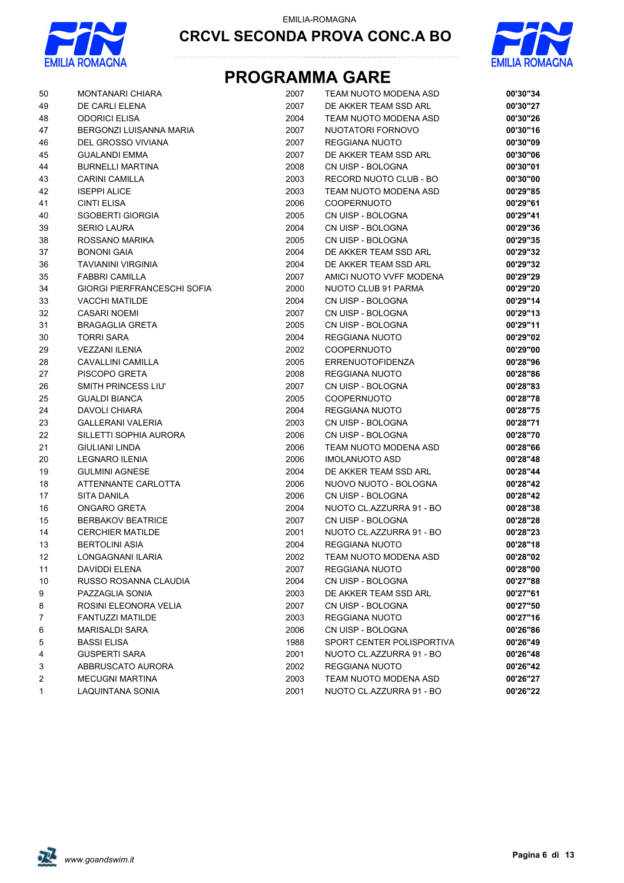EMILIA-ROMAGNA

## CRCVL SECONDA PROVA CONC.A BO

# PROGRAMMA GARE

| | | | | |
|---|---|---|---|---|
| 50 | MONTANARI CHIARA | 2007 | TEAM NUOTO MODENA ASD | 00'30"34 |
| 49 | DE CARLI ELENA | 2007 | DE AKKER TEAM SSD ARL | 00'30"27 |
| 48 | ODORICI ELISA | 2004 | TEAM NUOTO MODENA ASD | 00'30"26 |
| 47 | BERGONZI LUISANNA MARIA | 2007 | NUOTATORI FORNOVO | 00'30"16 |
| 46 | DEL GROSSO VIVIANA | 2007 | REGGIANA NUOTO | 00'30"09 |
| 45 | GUALANDI EMMA | 2007 | DE AKKER TEAM SSD ARL | 00'30"06 |
| 44 | BURNELLI MARTINA | 2008 | CN UISP - BOLOGNA | 00'30"01 |
| 43 | CARINI CAMILLA | 2003 | RECORD NUOTO CLUB - BO | 00'30"00 |
| 42 | ISEPPI ALICE | 2003 | TEAM NUOTO MODENA ASD | 00'29"85 |
| 41 | CINTI ELISA | 2006 | COOPERNUOTO | 00'29"61 |
| 40 | SGOBERTI GIORGIA | 2005 | CN UISP - BOLOGNA | 00'29"41 |
| 39 | SERIO LAURA | 2004 | CN UISP - BOLOGNA | 00'29"36 |
| 38 | ROSSANO MARIKA | 2005 | CN UISP - BOLOGNA | 00'29"35 |
| 37 | BONONI GAIA | 2004 | DE AKKER TEAM SSD ARL | 00'29"32 |
| 36 | TAVIANINI VIRGINIA | 2004 | DE AKKER TEAM SSD ARL | 00'29"32 |
| 35 | FABBRI CAMILLA | 2007 | AMICI NUOTO VVFF MODENA | 00'29"29 |
| 34 | GIORGI PIERFRANCESCHI SOFIA | 2000 | NUOTO CLUB 91 PARMA | 00'29"20 |
| 33 | VACCHI MATILDE | 2004 | CN UISP - BOLOGNA | 00'29"14 |
| 32 | CASARI NOEMI | 2007 | CN UISP - BOLOGNA | 00'29"13 |
| 31 | BRAGAGLIA GRETA | 2005 | CN UISP - BOLOGNA | 00'29"11 |
| 30 | TORRI SARA | 2004 | REGGIANA NUOTO | 00'29"02 |
| 29 | VEZZANI ILENIA | 2002 | COOPERNUOTO | 00'29"00 |
| 28 | CAVALLINI CAMILLA | 2005 | ERRENUOTOFIDENZA | 00'28"96 |
| 27 | PISCOPO GRETA | 2008 | REGGIANA NUOTO | 00'28"86 |
| 26 | SMITH PRINCESS LIU' | 2007 | CN UISP - BOLOGNA | 00'28"83 |
| 25 | GUALDI BIANCA | 2005 | COOPERNUOTO | 00'28"78 |
| 24 | DAVOLI CHIARA | 2004 | REGGIANA NUOTO | 00'28"75 |
| 23 | GALLERANI VALERIA | 2003 | CN UISP - BOLOGNA | 00'28"71 |
| 22 | SILLETTI SOPHIA AURORA | 2006 | CN UISP - BOLOGNA | 00'28"70 |
| 21 | GIULIANI LINDA | 2006 | TEAM NUOTO MODENA ASD | 00'28"66 |
| 20 | LEGNARO ILENIA | 2006 | IMOLANUOTO ASD | 00'28"48 |
| 19 | GULMINI AGNESE | 2004 | DE AKKER TEAM SSD ARL | 00'28"44 |
| 18 | ATTENNANTE CARLOTTA | 2006 | NUOVO NUOTO - BOLOGNA | 00'28"42 |
| 17 | SITA DANILA | 2006 | CN UISP - BOLOGNA | 00'28"42 |
| 16 | ONGARO GRETA | 2004 | NUOTO CL.AZZURRA 91 - BO | 00'28"38 |
| 15 | BERBAKOV BEATRICE | 2007 | CN UISP - BOLOGNA | 00'28"28 |
| 14 | CERCHIER MATILDE | 2001 | NUOTO CL.AZZURRA 91 - BO | 00'28"23 |
| 13 | BERTOLINI ASIA | 2004 | REGGIANA NUOTO | 00'28"18 |
| 12 | LONGAGNANI ILARIA | 2002 | TEAM NUOTO MODENA ASD | 00'28"02 |
| 11 | DAVIDDI ELENA | 2007 | REGGIANA NUOTO | 00'28"00 |
| 10 | RUSSO ROSANNA CLAUDIA | 2004 | CN UISP - BOLOGNA | 00'27"88 |
| 9 | PAZZAGLIA SONIA | 2003 | DE AKKER TEAM SSD ARL | 00'27"61 |
| 8 | ROSINI ELEONORA VELIA | 2007 | CN UISP - BOLOGNA | 00'27"50 |
| 7 | FANTUZZI MATILDE | 2003 | REGGIANA NUOTO | 00'27"16 |
| 6 | MARISALDI SARA | 2006 | CN UISP - BOLOGNA | 00'26"86 |
| 5 | BASSI ELISA | 1988 | SPORT CENTER POLISPORTIVA | 00'26"49 |
| 4 | GUSPERTI SARA | 2001 | NUOTO CL.AZZURRA 91 - BO | 00'26"48 |
| 3 | ABBRUSCATO AURORA | 2002 | REGGIANA NUOTO | 00'26"42 |
| 2 | MECUGNI MARTINA | 2003 | TEAM NUOTO MODENA ASD | 00'26"27 |
| 1 | LAQUINTANA SONIA | 2001 | NUOTO CL.AZZURRA 91 - BO | 00'26"22 |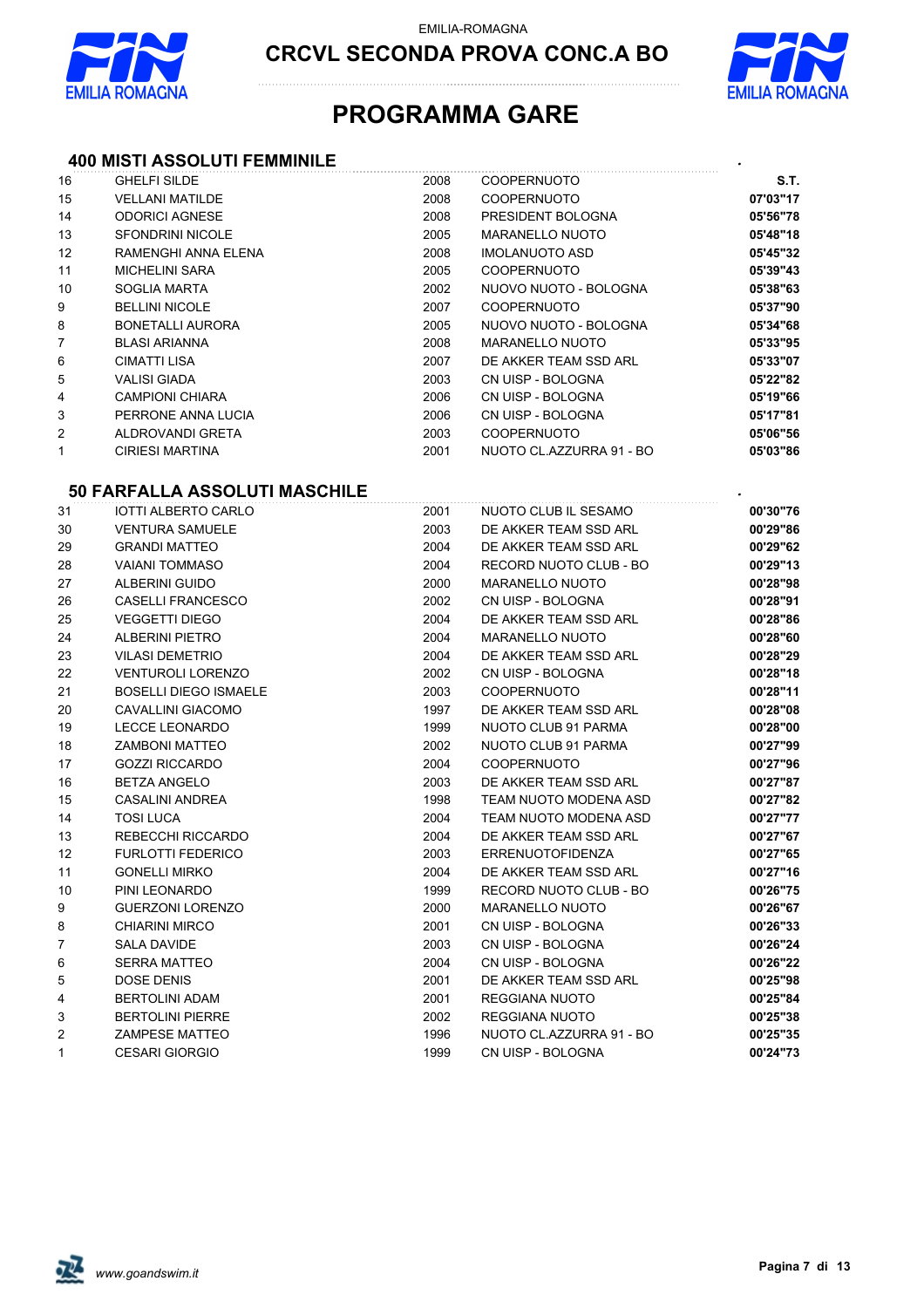EMILIA-ROMAGNA

# CRCVL SECONDA PROVA CONC.A BO

# PROGRAMMA GARE

## 400 MISTI ASSOLUTI FEMMINILE

| | | | | |
|---|---|---|---|---|
| 16 | GHELFI SILDE | 2008 | COOPERNUOTO | S.T. |
| 15 | VELLANI MATILDE | 2008 | COOPERNUOTO | 07'03"17 |
| 14 | ODORICI AGNESE | 2008 | PRESIDENT BOLOGNA | 05'56"78 |
| 13 | SFONDRINI NICOLE | 2005 | MARANELLO NUOTO | 05'48"18 |
| 12 | RAMENGHI ANNA ELENA | 2008 | IMOLANUOTO ASD | 05'45"32 |
| 11 | MICHELINI SARA | 2005 | COOPERNUOTO | 05'39"43 |
| 10 | SOGLIA MARTA | 2002 | NUOVO NUOTO - BOLOGNA | 05'38"63 |
| 9 | BELLINI NICOLE | 2007 | COOPERNUOTO | 05'37"90 |
| 8 | BONETALLI AURORA | 2005 | NUOVO NUOTO - BOLOGNA | 05'34"68 |
| 7 | BLASI ARIANNA | 2008 | MARANELLO NUOTO | 05'33"95 |
| 6 | CIMATTI LISA | 2007 | DE AKKER TEAM SSD ARL | 05'33"07 |
| 5 | VALISI GIADA | 2003 | CN UISP - BOLOGNA | 05'22"82 |
| 4 | CAMPIONI CHIARA | 2006 | CN UISP - BOLOGNA | 05'19"66 |
| 3 | PERRONE ANNA LUCIA | 2006 | CN UISP - BOLOGNA | 05'17"81 |
| 2 | ALDROVANDI GRETA | 2003 | COOPERNUOTO | 05'06"56 |
| 1 | CIRIESI MARTINA | 2001 | NUOTO CL.AZZURRA 91 - BO | 05'03"86 |

## 50 FARFALLA ASSOLUTI MASCHILE

| | | | | |
|---|---|---|---|---|
| 31 | IOTTI ALBERTO CARLO | 2001 | NUOTO CLUB IL SESAMO | 00'30"76 |
| 30 | VENTURA SAMUELE | 2003 | DE AKKER TEAM SSD ARL | 00'29"86 |
| 29 | GRANDI MATTEO | 2004 | DE AKKER TEAM SSD ARL | 00'29"62 |
| 28 | VAIANI TOMMASO | 2004 | RECORD NUOTO CLUB - BO | 00'29"13 |
| 27 | ALBERINI GUIDO | 2000 | MARANELLO NUOTO | 00'28"98 |
| 26 | CASELLI FRANCESCO | 2002 | CN UISP - BOLOGNA | 00'28"91 |
| 25 | VEGGETTI DIEGO | 2004 | DE AKKER TEAM SSD ARL | 00'28"86 |
| 24 | ALBERINI PIETRO | 2004 | MARANELLO NUOTO | 00'28"60 |
| 23 | VILASI DEMETRIO | 2004 | DE AKKER TEAM SSD ARL | 00'28"29 |
| 22 | VENTUROLI LORENZO | 2002 | CN UISP - BOLOGNA | 00'28"18 |
| 21 | BOSELLI DIEGO ISMAELE | 2003 | COOPERNUOTO | 00'28"11 |
| 20 | CAVALLINI GIACOMO | 1997 | DE AKKER TEAM SSD ARL | 00'28"08 |
| 19 | LECCE LEONARDO | 1999 | NUOTO CLUB 91 PARMA | 00'28"00 |
| 18 | ZAMBONI MATTEO | 2002 | NUOTO CLUB 91 PARMA | 00'27"99 |
| 17 | GOZZI RICCARDO | 2004 | COOPERNUOTO | 00'27"96 |
| 16 | BETZA ANGELO | 2003 | DE AKKER TEAM SSD ARL | 00'27"87 |
| 15 | CASALINI ANDREA | 1998 | TEAM NUOTO MODENA ASD | 00'27"82 |
| 14 | TOSI LUCA | 2004 | TEAM NUOTO MODENA ASD | 00'27"77 |
| 13 | REBECCHI RICCARDO | 2004 | DE AKKER TEAM SSD ARL | 00'27"67 |
| 12 | FURLOTTI FEDERICO | 2003 | ERRENUOTOFIDENZA | 00'27"65 |
| 11 | GONELLI MIRKO | 2004 | DE AKKER TEAM SSD ARL | 00'27"16 |
| 10 | PINI LEONARDO | 1999 | RECORD NUOTO CLUB - BO | 00'26"75 |
| 9 | GUERZONI LORENZO | 2000 | MARANELLO NUOTO | 00'26"67 |
| 8 | CHIARINI MIRCO | 2001 | CN UISP - BOLOGNA | 00'26"33 |
| 7 | SALA DAVIDE | 2003 | CN UISP - BOLOGNA | 00'26"24 |
| 6 | SERRA MATTEO | 2004 | CN UISP - BOLOGNA | 00'26"22 |
| 5 | DOSE DENIS | 2001 | DE AKKER TEAM SSD ARL | 00'25"98 |
| 4 | BERTOLINI ADAM | 2001 | REGGIANA NUOTO | 00'25"84 |
| 3 | BERTOLINI PIERRE | 2002 | REGGIANA NUOTO | 00'25"38 |
| 2 | ZAMPESE MATTEO | 1996 | NUOTO CL.AZZURRA 91 - BO | 00'25"35 |
| 1 | CESARI GIORGIO | 1999 | CN UISP - BOLOGNA | 00'24"73 |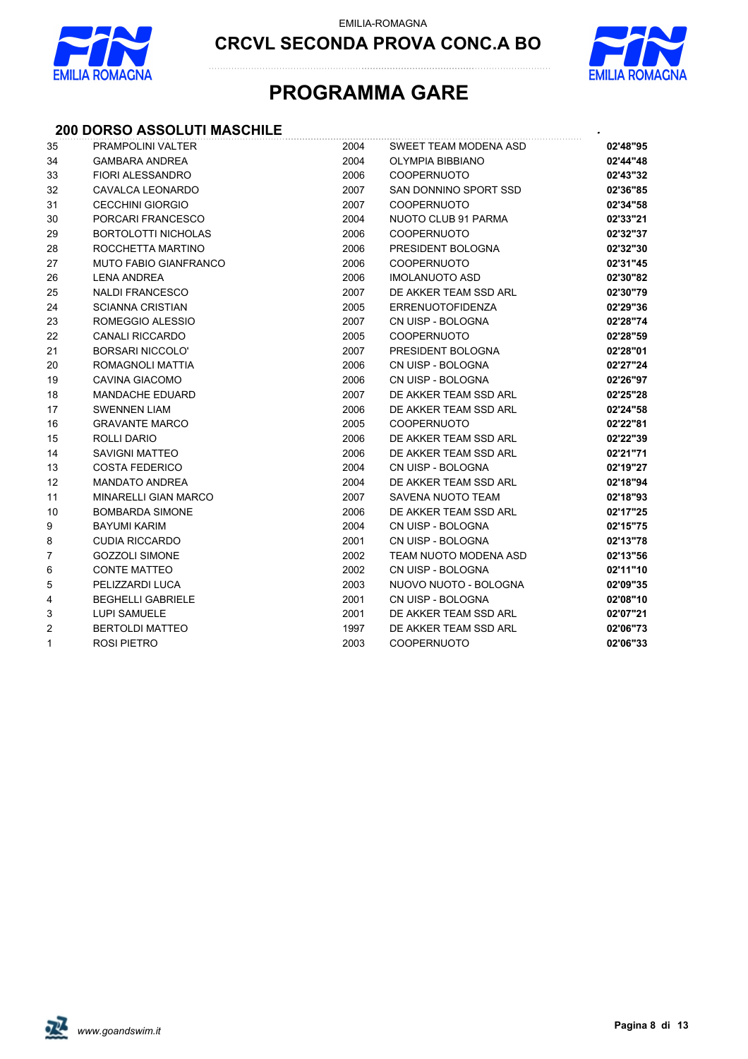EMILIA-ROMAGNA

**CRCVL SECONDA PROVA CONC.A BO**

# PROGRAMMA GARE

## 200 DORSO ASSOLUTI MASCHILE

| | | | | |
|---|---|---|---|---|
| 35 | PRAMPOLINI VALTER | 2004 | SWEET TEAM MODENA ASD | **02'48"95** |
| 34 | GAMBARA ANDREA | 2004 | OLYMPIA BIBBIANO | **02'44"48** |
| 33 | FIORI ALESSANDRO | 2006 | COOPERNUOTO | **02'43"32** |
| 32 | CAVALCA LEONARDO | 2007 | SAN DONNINO SPORT SSD | **02'36"85** |
| 31 | CECCHINI GIORGIO | 2007 | COOPERNUOTO | **02'34"58** |
| 30 | PORCARI FRANCESCO | 2004 | NUOTO CLUB 91 PARMA | **02'33"21** |
| 29 | BORTOLOTTI NICHOLAS | 2006 | COOPERNUOTO | **02'32"37** |
| 28 | ROCCHETTA MARTINO | 2006 | PRESIDENT BOLOGNA | **02'32"30** |
| 27 | MUTO FABIO GIANFRANCO | 2006 | COOPERNUOTO | **02'31"45** |
| 26 | LENA ANDREA | 2006 | IMOLANUOTO ASD | **02'30"82** |
| 25 | NALDI FRANCESCO | 2007 | DE AKKER TEAM SSD ARL | **02'30"79** |
| 24 | SCIANNA CRISTIAN | 2005 | ERRENUOTOFIDENZA | **02'29"36** |
| 23 | ROMEGGIO ALESSIO | 2007 | CN UISP - BOLOGNA | **02'28"74** |
| 22 | CANALI RICCARDO | 2005 | COOPERNUOTO | **02'28"59** |
| 21 | BORSARI NICCOLO' | 2007 | PRESIDENT BOLOGNA | **02'28"01** |
| 20 | ROMAGNOLI MATTIA | 2006 | CN UISP - BOLOGNA | **02'27"24** |
| 19 | CAVINA GIACOMO | 2006 | CN UISP - BOLOGNA | **02'26"97** |
| 18 | MANDACHE EDUARD | 2007 | DE AKKER TEAM SSD ARL | **02'25"28** |
| 17 | SWENNEN LIAM | 2006 | DE AKKER TEAM SSD ARL | **02'24"58** |
| 16 | GRAVANTE MARCO | 2005 | COOPERNUOTO | **02'22"81** |
| 15 | ROLLI DARIO | 2006 | DE AKKER TEAM SSD ARL | **02'22"39** |
| 14 | SAVIGNI MATTEO | 2006 | DE AKKER TEAM SSD ARL | **02'21"71** |
| 13 | COSTA FEDERICO | 2004 | CN UISP - BOLOGNA | **02'19"27** |
| 12 | MANDATO ANDREA | 2004 | DE AKKER TEAM SSD ARL | **02'18"94** |
| 11 | MINARELLI GIAN MARCO | 2007 | SAVENA NUOTO TEAM | **02'18"93** |
| 10 | BOMBARDA SIMONE | 2006 | DE AKKER TEAM SSD ARL | **02'17"25** |
| 9 | BAYUMI KARIM | 2004 | CN UISP - BOLOGNA | **02'15"75** |
| 8 | CUDIA RICCARDO | 2001 | CN UISP - BOLOGNA | **02'13"78** |
| 7 | GOZZOLI SIMONE | 2002 | TEAM NUOTO MODENA ASD | **02'13"56** |
| 6 | CONTE MATTEO | 2002 | CN UISP - BOLOGNA | **02'11"10** |
| 5 | PELIZZARDI LUCA | 2003 | NUOVO NUOTO - BOLOGNA | **02'09"35** |
| 4 | BEGHELLI GABRIELE | 2001 | CN UISP - BOLOGNA | **02'08"10** |
| 3 | LUPI SAMUELE | 2001 | DE AKKER TEAM SSD ARL | **02'07"21** |
| 2 | BERTOLDI MATTEO | 1997 | DE AKKER TEAM SSD ARL | **02'06"73** |
| 1 | ROSI PIETRO | 2003 | COOPERNUOTO | **02'06"33** |

*www.goandswim.it*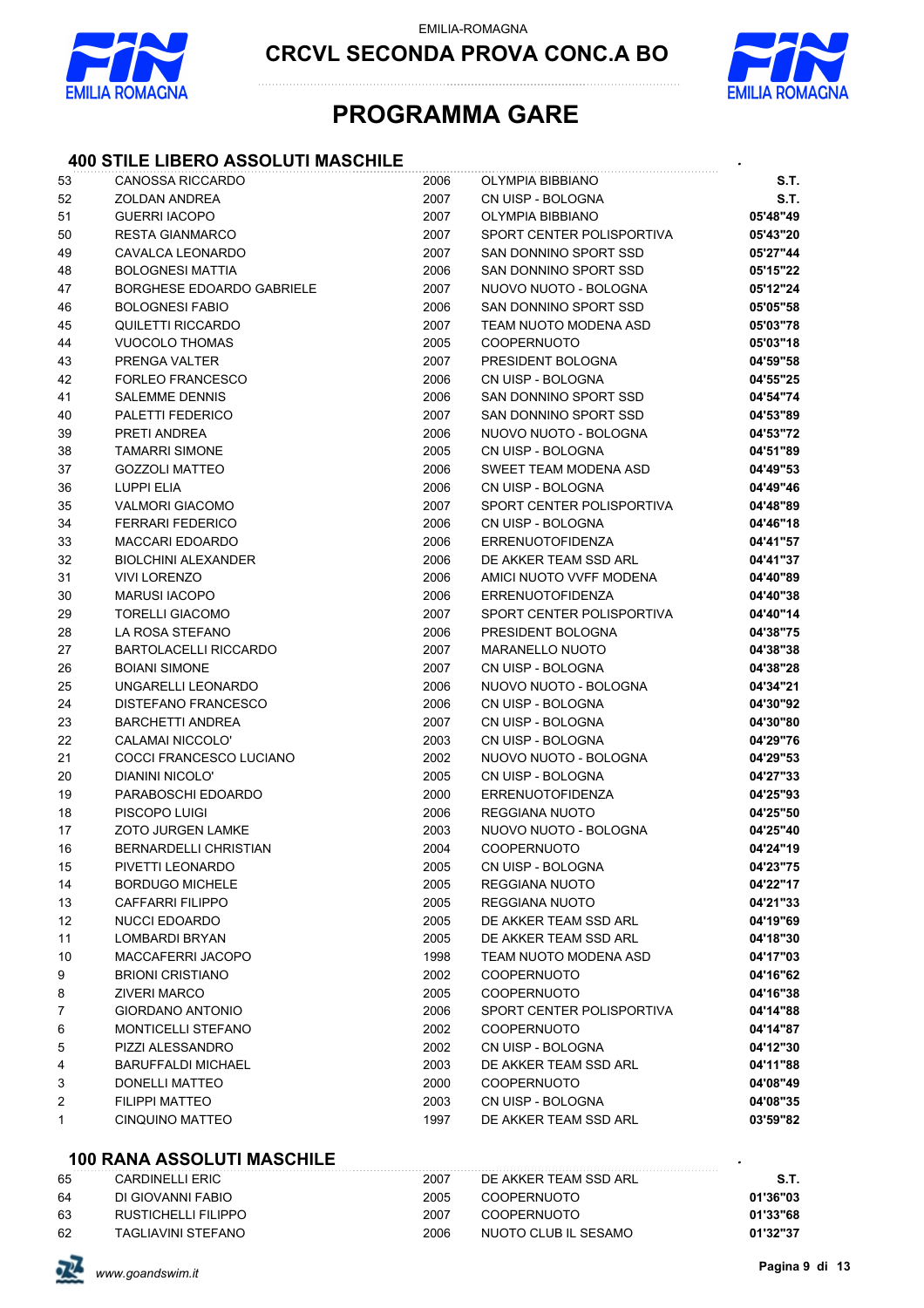EMILIA-ROMAGNA

**CRCVL SECONDA PROVA CONC.A BO**

# PROGRAMMA GARE

## 400 STILE LIBERO ASSOLUTI MASCHILE

| | | | | |
|---|---|---|---|---|
| 53 | CANOSSA RICCARDO | 2006 | OLYMPIA BIBBIANO | **S.T.** |
| 52 | ZOLDAN ANDREA | 2007 | CN UISP - BOLOGNA | **S.T.** |
| 51 | GUERRI IACOPO | 2007 | OLYMPIA BIBBIANO | **05'48"49** |
| 50 | RESTA GIANMARCO | 2007 | SPORT CENTER POLISPORTIVA | **05'43"20** |
| 49 | CAVALCA LEONARDO | 2007 | SAN DONNINO SPORT SSD | **05'27"44** |
| 48 | BOLOGNESI MATTIA | 2006 | SAN DONNINO SPORT SSD | **05'15"22** |
| 47 | BORGHESE EDOARDO GABRIELE | 2007 | NUOVO NUOTO - BOLOGNA | **05'12"24** |
| 46 | BOLOGNESI FABIO | 2006 | SAN DONNINO SPORT SSD | **05'05"58** |
| 45 | QUILETTI RICCARDO | 2007 | TEAM NUOTO MODENA ASD | **05'03"78** |
| 44 | VUOCOLO THOMAS | 2005 | COOPERNUOTO | **05'03"18** |
| 43 | PRENGA VALTER | 2007 | PRESIDENT BOLOGNA | **04'59"58** |
| 42 | FORLEO FRANCESCO | 2006 | CN UISP - BOLOGNA | **04'55"25** |
| 41 | SALEMME DENNIS | 2006 | SAN DONNINO SPORT SSD | **04'54"74** |
| 40 | PALETTI FEDERICO | 2007 | SAN DONNINO SPORT SSD | **04'53"89** |
| 39 | PRETI ANDREA | 2006 | NUOVO NUOTO - BOLOGNA | **04'53"72** |
| 38 | TAMARRI SIMONE | 2005 | CN UISP - BOLOGNA | **04'51"89** |
| 37 | GOZZOLI MATTEO | 2006 | SWEET TEAM MODENA ASD | **04'49"53** |
| 36 | LUPPI ELIA | 2006 | CN UISP - BOLOGNA | **04'49"46** |
| 35 | VALMORI GIACOMO | 2007 | SPORT CENTER POLISPORTIVA | **04'48"89** |
| 34 | FERRARI FEDERICO | 2006 | CN UISP - BOLOGNA | **04'46"18** |
| 33 | MACCARI EDOARDO | 2006 | ERRENUOTOFIDENZA | **04'41"57** |
| 32 | BIOLCHINI ALEXANDER | 2006 | DE AKKER TEAM SSD ARL | **04'41"37** |
| 31 | VIVI LORENZO | 2006 | AMICI NUOTO VVFF MODENA | **04'40"89** |
| 30 | MARUSI IACOPO | 2006 | ERRENUOTOFIDENZA | **04'40"38** |
| 29 | TORELLI GIACOMO | 2007 | SPORT CENTER POLISPORTIVA | **04'40"14** |
| 28 | LA ROSA STEFANO | 2006 | PRESIDENT BOLOGNA | **04'38"75** |
| 27 | BARTOLACELLI RICCARDO | 2007 | MARANELLO NUOTO | **04'38"38** |
| 26 | BOIANI SIMONE | 2007 | CN UISP - BOLOGNA | **04'38"28** |
| 25 | UNGARELLI LEONARDO | 2006 | NUOVO NUOTO - BOLOGNA | **04'34"21** |
| 24 | DISTEFANO FRANCESCO | 2006 | CN UISP - BOLOGNA | **04'30"92** |
| 23 | BARCHETTI ANDREA | 2007 | CN UISP - BOLOGNA | **04'30"80** |
| 22 | CALAMAI NICCOLO' | 2003 | CN UISP - BOLOGNA | **04'29"76** |
| 21 | COCCI FRANCESCO LUCIANO | 2002 | NUOVO NUOTO - BOLOGNA | **04'29"53** |
| 20 | DIANINI NICOLO' | 2005 | CN UISP - BOLOGNA | **04'27"33** |
| 19 | PARABOSCHI EDOARDO | 2000 | ERRENUOTOFIDENZA | **04'25"93** |
| 18 | PISCOPO LUIGI | 2006 | REGGIANA NUOTO | **04'25"50** |
| 17 | ZOTO JURGEN LAMKE | 2003 | NUOVO NUOTO - BOLOGNA | **04'25"40** |
| 16 | BERNARDELLI CHRISTIAN | 2004 | COOPERNUOTO | **04'24"19** |
| 15 | PIVETTI LEONARDO | 2005 | CN UISP - BOLOGNA | **04'23"75** |
| 14 | BORDUGO MICHELE | 2005 | REGGIANA NUOTO | **04'22"17** |
| 13 | CAFFARRI FILIPPO | 2005 | REGGIANA NUOTO | **04'21"33** |
| 12 | NUCCI EDOARDO | 2005 | DE AKKER TEAM SSD ARL | **04'19"69** |
| 11 | LOMBARDI BRYAN | 2005 | DE AKKER TEAM SSD ARL | **04'18"30** |
| 10 | MACCAFERRI JACOPO | 1998 | TEAM NUOTO MODENA ASD | **04'17"03** |
| 9 | BRIONI CRISTIANO | 2002 | COOPERNUOTO | **04'16"62** |
| 8 | ZIVERI MARCO | 2005 | COOPERNUOTO | **04'16"38** |
| 7 | GIORDANO ANTONIO | 2006 | SPORT CENTER POLISPORTIVA | **04'14"88** |
| 6 | MONTICELLI STEFANO | 2002 | COOPERNUOTO | **04'14"87** |
| 5 | PIZZI ALESSANDRO | 2002 | CN UISP - BOLOGNA | **04'12"30** |
| 4 | BARUFFALDI MICHAEL | 2003 | DE AKKER TEAM SSD ARL | **04'11"88** |
| 3 | DONELLI MATTEO | 2000 | COOPERNUOTO | **04'08"49** |
| 2 | FILIPPI MATTEO | 2003 | CN UISP - BOLOGNA | **04'08"35** |
| 1 | CINQUINO MATTEO | 1997 | DE AKKER TEAM SSD ARL | **03'59"82** |

## 100 RANA ASSOLUTI MASCHILE

| | | | | |
|---|---|---|---|---|
| 65 | CARDINELLI ERIC | 2007 | DE AKKER TEAM SSD ARL | **S.T.** |
| 64 | DI GIOVANNI FABIO | 2005 | COOPERNUOTO | **01'36"03** |
| 63 | RUSTICHELLI FILIPPO | 2007 | COOPERNUOTO | **01'33"68** |
| 62 | TAGLIAVINI STEFANO | 2006 | NUOTO CLUB IL SESAMO | **01'32"37** |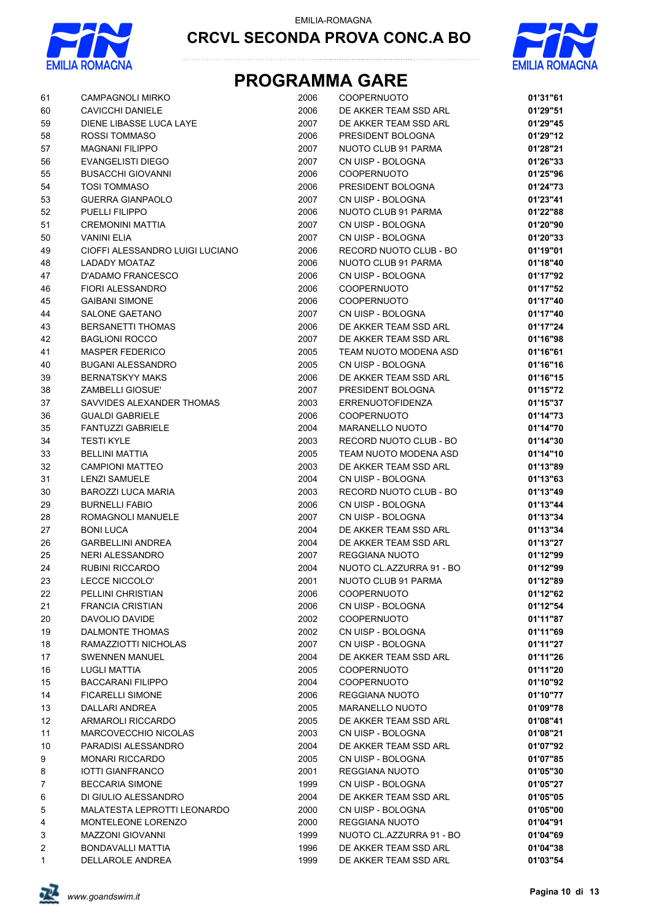EMILIA-ROMAGNA

# CRCVL SECONDA PROVA CONC.A BO

## PROGRAMMA GARE

| | | | | |
|---|---|---|---|---|
| 61 | CAMPAGNOLI MIRKO | 2006 | COOPERNUOTO | **01'31"61** |
| 60 | CAVICCHI DANIELE | 2006 | DE AKKER TEAM SSD ARL | **01'29"51** |
| 59 | DIENE LIBASSE LUCA LAYE | 2007 | DE AKKER TEAM SSD ARL | **01'29"45** |
| 58 | ROSSI TOMMASO | 2006 | PRESIDENT BOLOGNA | **01'29"12** |
| 57 | MAGNANI FILIPPO | 2007 | NUOTO CLUB 91 PARMA | **01'28"21** |
| 56 | EVANGELISTI DIEGO | 2007 | CN UISP - BOLOGNA | **01'26"33** |
| 55 | BUSACCHI GIOVANNI | 2006 | COOPERNUOTO | **01'25"96** |
| 54 | TOSI TOMMASO | 2006 | PRESIDENT BOLOGNA | **01'24"73** |
| 53 | GUERRA GIANPAOLO | 2007 | CN UISP - BOLOGNA | **01'23"41** |
| 52 | PUELLI FILIPPO | 2006 | NUOTO CLUB 91 PARMA | **01'22"88** |
| 51 | CREMONINI MATTIA | 2007 | CN UISP - BOLOGNA | **01'20"90** |
| 50 | VANINI ELIA | 2007 | CN UISP - BOLOGNA | **01'20"33** |
| 49 | CIOFFI ALESSANDRO LUIGI LUCIANO | 2006 | RECORD NUOTO CLUB - BO | **01'19"01** |
| 48 | LADADY MOATAZ | 2006 | NUOTO CLUB 91 PARMA | **01'18"40** |
| 47 | D'ADAMO FRANCESCO | 2006 | CN UISP - BOLOGNA | **01'17"92** |
| 46 | FIORI ALESSANDRO | 2006 | COOPERNUOTO | **01'17"52** |
| 45 | GAIBANI SIMONE | 2006 | COOPERNUOTO | **01'17"40** |
| 44 | SALONE GAETANO | 2007 | CN UISP - BOLOGNA | **01'17"40** |
| 43 | BERSANETTI THOMAS | 2006 | DE AKKER TEAM SSD ARL | **01'17"24** |
| 42 | BAGLIONI ROCCO | 2007 | DE AKKER TEAM SSD ARL | **01'16"98** |
| 41 | MASPER FEDERICO | 2005 | TEAM NUOTO MODENA ASD | **01'16"61** |
| 40 | BUGANI ALESSANDRO | 2005 | CN UISP - BOLOGNA | **01'16"16** |
| 39 | BERNATSKYY MAKS | 2006 | DE AKKER TEAM SSD ARL | **01'16"15** |
| 38 | ZAMBELLI GIOSUE' | 2007 | PRESIDENT BOLOGNA | **01'15"72** |
| 37 | SAVVIDES ALEXANDER THOMAS | 2003 | ERRENUOTOFIDENZA | **01'15"37** |
| 36 | GUALDI GABRIELE | 2006 | COOPERNUOTO | **01'14"73** |
| 35 | FANTUZZI GABRIELE | 2004 | MARANELLO NUOTO | **01'14"70** |
| 34 | TESTI KYLE | 2003 | RECORD NUOTO CLUB - BO | **01'14"30** |
| 33 | BELLINI MATTIA | 2005 | TEAM NUOTO MODENA ASD | **01'14"10** |
| 32 | CAMPIONI MATTEO | 2003 | DE AKKER TEAM SSD ARL | **01'13"89** |
| 31 | LENZI SAMUELE | 2004 | CN UISP - BOLOGNA | **01'13"63** |
| 30 | BAROZZI LUCA MARIA | 2003 | RECORD NUOTO CLUB - BO | **01'13"49** |
| 29 | BURNELLI FABIO | 2006 | CN UISP - BOLOGNA | **01'13"44** |
| 28 | ROMAGNOLI MANUELE | 2007 | CN UISP - BOLOGNA | **01'13"34** |
| 27 | BONI LUCA | 2004 | DE AKKER TEAM SSD ARL | **01'13"34** |
| 26 | GARBELLINI ANDREA | 2004 | DE AKKER TEAM SSD ARL | **01'13"27** |
| 25 | NERI ALESSANDRO | 2007 | REGGIANA NUOTO | **01'12"99** |
| 24 | RUBINI RICCARDO | 2004 | NUOTO CL.AZZURRA 91 - BO | **01'12"99** |
| 23 | LECCE NICCOLO' | 2001 | NUOTO CLUB 91 PARMA | **01'12"89** |
| 22 | PELLINI CHRISTIAN | 2006 | COOPERNUOTO | **01'12"62** |
| 21 | FRANCIA CRISTIAN | 2006 | CN UISP - BOLOGNA | **01'12"54** |
| 20 | DAVOLIO DAVIDE | 2002 | COOPERNUOTO | **01'11"87** |
| 19 | DALMONTE THOMAS | 2002 | CN UISP - BOLOGNA | **01'11"69** |
| 18 | RAMAZZIOTTI NICHOLAS | 2007 | CN UISP - BOLOGNA | **01'11"27** |
| 17 | SWENNEN MANUEL | 2004 | DE AKKER TEAM SSD ARL | **01'11"26** |
| 16 | LUGLI MATTIA | 2005 | COOPERNUOTO | **01'11"20** |
| 15 | BACCARANI FILIPPO | 2004 | COOPERNUOTO | **01'10"92** |
| 14 | FICARELLI SIMONE | 2006 | REGGIANA NUOTO | **01'10"77** |
| 13 | DALLARI ANDREA | 2005 | MARANELLO NUOTO | **01'09"78** |
| 12 | ARMAROLI RICCARDO | 2005 | DE AKKER TEAM SSD ARL | **01'08"41** |
| 11 | MARCOVECCHIO NICOLAS | 2003 | CN UISP - BOLOGNA | **01'08"21** |
| 10 | PARADISI ALESSANDRO | 2004 | DE AKKER TEAM SSD ARL | **01'07"92** |
| 9 | MONARI RICCARDO | 2005 | CN UISP - BOLOGNA | **01'07"85** |
| 8 | IOTTI GIANFRANCO | 2001 | REGGIANA NUOTO | **01'05"30** |
| 7 | BECCARIA SIMONE | 1999 | CN UISP - BOLOGNA | **01'05"27** |
| 6 | DI GIULIO ALESSANDRO | 2004 | DE AKKER TEAM SSD ARL | **01'05"05** |
| 5 | MALATESTA LEPROTTI LEONARDO | 2000 | CN UISP - BOLOGNA | **01'05"00** |
| 4 | MONTELEONE LORENZO | 2000 | REGGIANA NUOTO | **01'04"91** |
| 3 | MAZZONI GIOVANNI | 1999 | NUOTO CL.AZZURRA 91 - BO | **01'04"69** |
| 2 | BONDAVALLI MATTIA | 1996 | DE AKKER TEAM SSD ARL | **01'04"38** |
| 1 | DELLAROLE ANDREA | 1999 | DE AKKER TEAM SSD ARL | **01'03"54** |

*www.goandswim.it*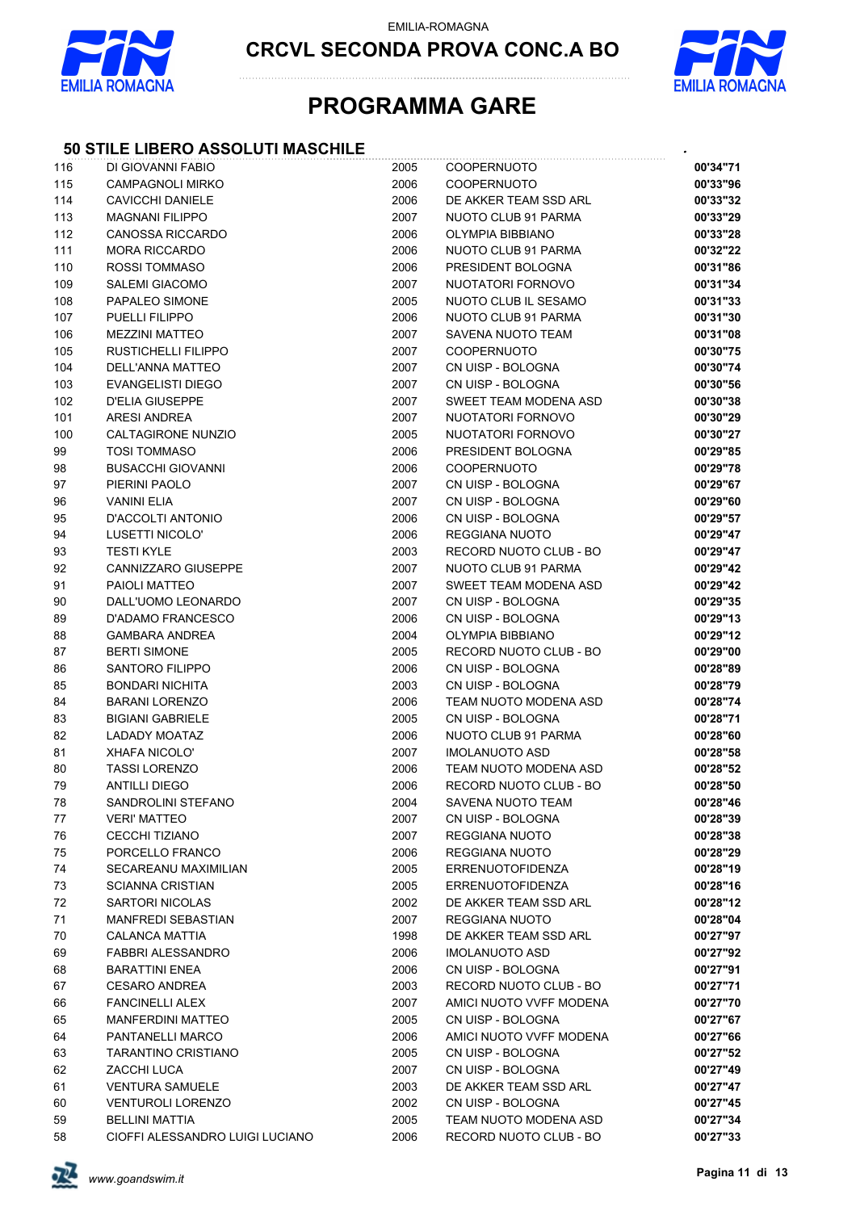EMILIA-ROMAGNA

**CRCVL SECONDA PROVA CONC.A BO**

# PROGRAMMA GARE

## 50 STILE LIBERO ASSOLUTI MASCHILE

| | | | | |
|---|---|---|---|---|
| 116 | DI GIOVANNI FABIO | 2005 | COOPERNUOTO | **00'34"71** |
| 115 | CAMPAGNOLI MIRKO | 2006 | COOPERNUOTO | **00'33"96** |
| 114 | CAVICCHI DANIELE | 2006 | DE AKKER TEAM SSD ARL | **00'33"32** |
| 113 | MAGNANI FILIPPO | 2007 | NUOTO CLUB 91 PARMA | **00'33"29** |
| 112 | CANOSSA RICCARDO | 2006 | OLYMPIA BIBBIANO | **00'33"28** |
| 111 | MORA RICCARDO | 2006 | NUOTO CLUB 91 PARMA | **00'32"22** |
| 110 | ROSSI TOMMASO | 2006 | PRESIDENT BOLOGNA | **00'31"86** |
| 109 | SALEMI GIACOMO | 2007 | NUOTATORI FORNOVO | **00'31"34** |
| 108 | PAPALEO SIMONE | 2005 | NUOTO CLUB IL SESAMO | **00'31"33** |
| 107 | PUELLI FILIPPO | 2006 | NUOTO CLUB 91 PARMA | **00'31"30** |
| 106 | MEZZINI MATTEO | 2007 | SAVENA NUOTO TEAM | **00'31"08** |
| 105 | RUSTICHELLI FILIPPO | 2007 | COOPERNUOTO | **00'30"75** |
| 104 | DELL'ANNA MATTEO | 2007 | CN UISP - BOLOGNA | **00'30"74** |
| 103 | EVANGELISTI DIEGO | 2007 | CN UISP - BOLOGNA | **00'30"56** |
| 102 | D'ELIA GIUSEPPE | 2007 | SWEET TEAM MODENA ASD | **00'30"38** |
| 101 | ARESI ANDREA | 2007 | NUOTATORI FORNOVO | **00'30"29** |
| 100 | CALTAGIRONE NUNZIO | 2005 | NUOTATORI FORNOVO | **00'30"27** |
| 99 | TOSI TOMMASO | 2006 | PRESIDENT BOLOGNA | **00'29"85** |
| 98 | BUSACCHI GIOVANNI | 2006 | COOPERNUOTO | **00'29"78** |
| 97 | PIERINI PAOLO | 2007 | CN UISP - BOLOGNA | **00'29"67** |
| 96 | VANINI ELIA | 2007 | CN UISP - BOLOGNA | **00'29"60** |
| 95 | D'ACCOLTI ANTONIO | 2006 | CN UISP - BOLOGNA | **00'29"57** |
| 94 | LUSETTI NICOLO' | 2006 | REGGIANA NUOTO | **00'29"47** |
| 93 | TESTI KYLE | 2003 | RECORD NUOTO CLUB - BO | **00'29"47** |
| 92 | CANNIZZARO GIUSEPPE | 2007 | NUOTO CLUB 91 PARMA | **00'29"42** |
| 91 | PAIOLI MATTEO | 2007 | SWEET TEAM MODENA ASD | **00'29"42** |
| 90 | DALL'UOMO LEONARDO | 2007 | CN UISP - BOLOGNA | **00'29"35** |
| 89 | D'ADAMO FRANCESCO | 2006 | CN UISP - BOLOGNA | **00'29"13** |
| 88 | GAMBARA ANDREA | 2004 | OLYMPIA BIBBIANO | **00'29"12** |
| 87 | BERTI SIMONE | 2005 | RECORD NUOTO CLUB - BO | **00'29"00** |
| 86 | SANTORO FILIPPO | 2006 | CN UISP - BOLOGNA | **00'28"89** |
| 85 | BONDARI NICHITA | 2003 | CN UISP - BOLOGNA | **00'28"79** |
| 84 | BARANI LORENZO | 2006 | TEAM NUOTO MODENA ASD | **00'28"74** |
| 83 | BIGIANI GABRIELE | 2005 | CN UISP - BOLOGNA | **00'28"71** |
| 82 | LADADY MOATAZ | 2006 | NUOTO CLUB 91 PARMA | **00'28"60** |
| 81 | XHAFA NICOLO' | 2007 | IMOLANUOTO ASD | **00'28"58** |
| 80 | TASSI LORENZO | 2006 | TEAM NUOTO MODENA ASD | **00'28"52** |
| 79 | ANTILLI DIEGO | 2006 | RECORD NUOTO CLUB - BO | **00'28"50** |
| 78 | SANDROLINI STEFANO | 2004 | SAVENA NUOTO TEAM | **00'28"46** |
| 77 | VERI' MATTEO | 2007 | CN UISP - BOLOGNA | **00'28"39** |
| 76 | CECCHI TIZIANO | 2007 | REGGIANA NUOTO | **00'28"38** |
| 75 | PORCELLO FRANCO | 2006 | REGGIANA NUOTO | **00'28"29** |
| 74 | SECAREANU MAXIMILIAN | 2005 | ERRENUOTOFIDENZA | **00'28"19** |
| 73 | SCIANNA CRISTIAN | 2005 | ERRENUOTOFIDENZA | **00'28"16** |
| 72 | SARTORI NICOLAS | 2002 | DE AKKER TEAM SSD ARL | **00'28"12** |
| 71 | MANFREDI SEBASTIAN | 2007 | REGGIANA NUOTO | **00'28"04** |
| 70 | CALANCA MATTIA | 1998 | DE AKKER TEAM SSD ARL | **00'27"97** |
| 69 | FABBRI ALESSANDRO | 2006 | IMOLANUOTO ASD | **00'27"92** |
| 68 | BARATTINI ENEA | 2006 | CN UISP - BOLOGNA | **00'27"91** |
| 67 | CESARO ANDREA | 2003 | RECORD NUOTO CLUB - BO | **00'27"71** |
| 66 | FANCINELLI ALEX | 2007 | AMICI NUOTO VVFF MODENA | **00'27"70** |
| 65 | MANFERDINI MATTEO | 2005 | CN UISP - BOLOGNA | **00'27"67** |
| 64 | PANTANELLI MARCO | 2006 | AMICI NUOTO VVFF MODENA | **00'27"66** |
| 63 | TARANTINO CRISTIANO | 2005 | CN UISP - BOLOGNA | **00'27"52** |
| 62 | ZACCHI LUCA | 2007 | CN UISP - BOLOGNA | **00'27"49** |
| 61 | VENTURA SAMUELE | 2003 | DE AKKER TEAM SSD ARL | **00'27"47** |
| 60 | VENTUROLI LORENZO | 2002 | CN UISP - BOLOGNA | **00'27"45** |
| 59 | BELLINI MATTIA | 2005 | TEAM NUOTO MODENA ASD | **00'27"34** |
| 58 | CIOFFI ALESSANDRO LUIGI LUCIANO | 2006 | RECORD NUOTO CLUB - BO | **00'27"33** |

*www.goandswim.it*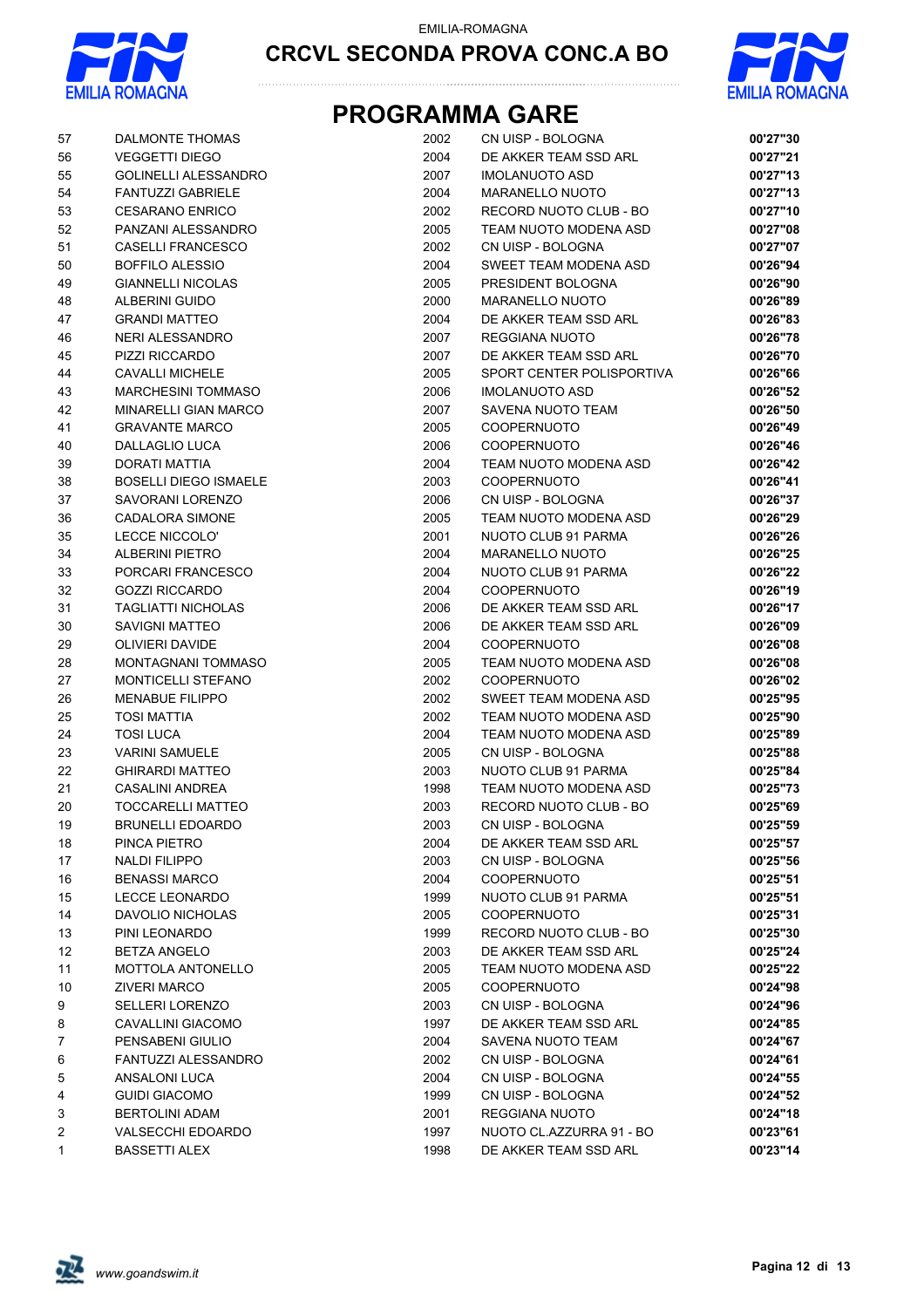EMILIA-ROMAGNA

# CRCVL SECONDA PROVA CONC.A BO

## PROGRAMMA GARE

| | | | | |
|---|---|---|---|---|
| 57 | DALMONTE THOMAS | 2002 | CN UISP - BOLOGNA | 00'27"30 |
| 56 | VEGGETTI DIEGO | 2004 | DE AKKER TEAM SSD ARL | 00'27"21 |
| 55 | GOLINELLI ALESSANDRO | 2007 | IMOLANUOTO ASD | 00'27"13 |
| 54 | FANTUZZI GABRIELE | 2004 | MARANELLO NUOTO | 00'27"13 |
| 53 | CESARANO ENRICO | 2002 | RECORD NUOTO CLUB - BO | 00'27"10 |
| 52 | PANZANI ALESSANDRO | 2005 | TEAM NUOTO MODENA ASD | 00'27"08 |
| 51 | CASELLI FRANCESCO | 2002 | CN UISP - BOLOGNA | 00'27"07 |
| 50 | BOFFILO ALESSIO | 2004 | SWEET TEAM MODENA ASD | 00'26"94 |
| 49 | GIANNELLI NICOLAS | 2005 | PRESIDENT BOLOGNA | 00'26"90 |
| 48 | ALBERINI GUIDO | 2000 | MARANELLO NUOTO | 00'26"89 |
| 47 | GRANDI MATTEO | 2004 | DE AKKER TEAM SSD ARL | 00'26"83 |
| 46 | NERI ALESSANDRO | 2007 | REGGIANA NUOTO | 00'26"78 |
| 45 | PIZZI RICCARDO | 2007 | DE AKKER TEAM SSD ARL | 00'26"70 |
| 44 | CAVALLI MICHELE | 2005 | SPORT CENTER POLISPORTIVA | 00'26"66 |
| 43 | MARCHESINI TOMMASO | 2006 | IMOLANUOTO ASD | 00'26"52 |
| 42 | MINARELLI GIAN MARCO | 2007 | SAVENA NUOTO TEAM | 00'26"50 |
| 41 | GRAVANTE MARCO | 2005 | COOPERNUOTO | 00'26"49 |
| 40 | DALLAGLIO LUCA | 2006 | COOPERNUOTO | 00'26"46 |
| 39 | DORATI MATTIA | 2004 | TEAM NUOTO MODENA ASD | 00'26"42 |
| 38 | BOSELLI DIEGO ISMAELE | 2003 | COOPERNUOTO | 00'26"41 |
| 37 | SAVORANI LORENZO | 2006 | CN UISP - BOLOGNA | 00'26"37 |
| 36 | CADALORA SIMONE | 2005 | TEAM NUOTO MODENA ASD | 00'26"29 |
| 35 | LECCE NICCOLO' | 2001 | NUOTO CLUB 91 PARMA | 00'26"26 |
| 34 | ALBERINI PIETRO | 2004 | MARANELLO NUOTO | 00'26"25 |
| 33 | PORCARI FRANCESCO | 2004 | NUOTO CLUB 91 PARMA | 00'26"22 |
| 32 | GOZZI RICCARDO | 2004 | COOPERNUOTO | 00'26"19 |
| 31 | TAGLIATTI NICHOLAS | 2006 | DE AKKER TEAM SSD ARL | 00'26"17 |
| 30 | SAVIGNI MATTEO | 2006 | DE AKKER TEAM SSD ARL | 00'26"09 |
| 29 | OLIVIERI DAVIDE | 2004 | COOPERNUOTO | 00'26"08 |
| 28 | MONTAGNANI TOMMASO | 2005 | TEAM NUOTO MODENA ASD | 00'26"08 |
| 27 | MONTICELLI STEFANO | 2002 | COOPERNUOTO | 00'26"02 |
| 26 | MENABUE FILIPPO | 2002 | SWEET TEAM MODENA ASD | 00'25"95 |
| 25 | TOSI MATTIA | 2002 | TEAM NUOTO MODENA ASD | 00'25"90 |
| 24 | TOSI LUCA | 2004 | TEAM NUOTO MODENA ASD | 00'25"89 |
| 23 | VARINI SAMUELE | 2005 | CN UISP - BOLOGNA | 00'25"88 |
| 22 | GHIRARDI MATTEO | 2003 | NUOTO CLUB 91 PARMA | 00'25"84 |
| 21 | CASALINI ANDREA | 1998 | TEAM NUOTO MODENA ASD | 00'25"73 |
| 20 | TOCCARELLI MATTEO | 2003 | RECORD NUOTO CLUB - BO | 00'25"69 |
| 19 | BRUNELLI EDOARDO | 2003 | CN UISP - BOLOGNA | 00'25"59 |
| 18 | PINCA PIETRO | 2004 | DE AKKER TEAM SSD ARL | 00'25"57 |
| 17 | NALDI FILIPPO | 2003 | CN UISP - BOLOGNA | 00'25"56 |
| 16 | BENASSI MARCO | 2004 | COOPERNUOTO | 00'25"51 |
| 15 | LECCE LEONARDO | 1999 | NUOTO CLUB 91 PARMA | 00'25"51 |
| 14 | DAVOLIO NICHOLAS | 2005 | COOPERNUOTO | 00'25"31 |
| 13 | PINI LEONARDO | 1999 | RECORD NUOTO CLUB - BO | 00'25"30 |
| 12 | BETZA ANGELO | 2003 | DE AKKER TEAM SSD ARL | 00'25"24 |
| 11 | MOTTOLA ANTONELLO | 2005 | TEAM NUOTO MODENA ASD | 00'25"22 |
| 10 | ZIVERI MARCO | 2005 | COOPERNUOTO | 00'24"98 |
| 9 | SELLERI LORENZO | 2003 | CN UISP - BOLOGNA | 00'24"96 |
| 8 | CAVALLINI GIACOMO | 1997 | DE AKKER TEAM SSD ARL | 00'24"85 |
| 7 | PENSABENI GIULIO | 2004 | SAVENA NUOTO TEAM | 00'24"67 |
| 6 | FANTUZZI ALESSANDRO | 2002 | CN UISP - BOLOGNA | 00'24"61 |
| 5 | ANSALONI LUCA | 2004 | CN UISP - BOLOGNA | 00'24"55 |
| 4 | GUIDI GIACOMO | 1999 | CN UISP - BOLOGNA | 00'24"52 |
| 3 | BERTOLINI ADAM | 2001 | REGGIANA NUOTO | 00'24"18 |
| 2 | VALSECCHI EDOARDO | 1997 | NUOTO CL.AZZURRA 91 - BO | 00'23"61 |
| 1 | BASSETTI ALEX | 1998 | DE AKKER TEAM SSD ARL | 00'23"14 |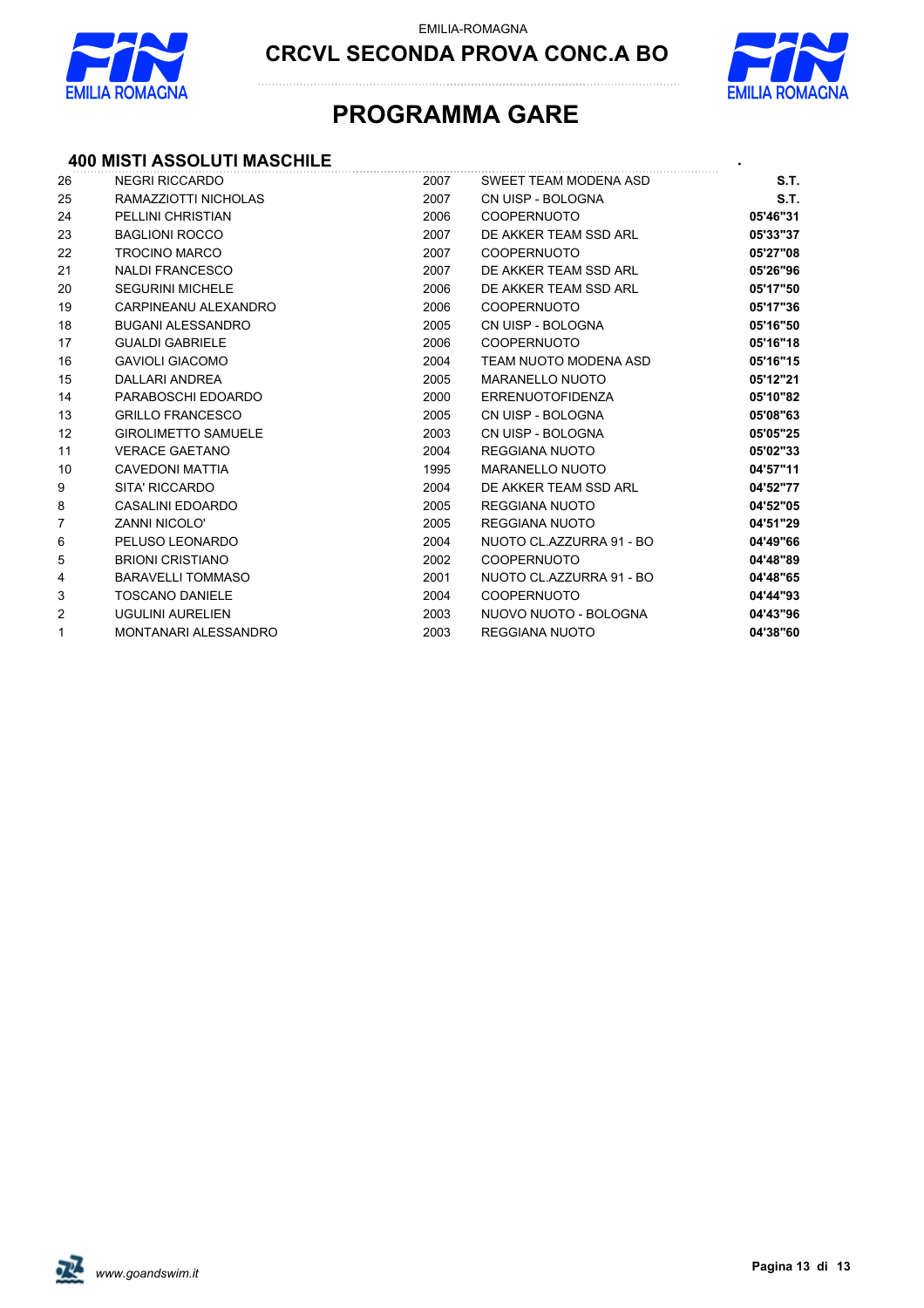EMILIA-ROMAGNA

**CRCVL SECONDA PROVA CONC.A BO**

# PROGRAMMA GARE

## 400 MISTI ASSOLUTI MASCHILE

| | | | | |
|---|---|---|---|---|
| 26 | NEGRI RICCARDO | 2007 | SWEET TEAM MODENA ASD | **S.T.** |
| 25 | RAMAZZIOTTI NICHOLAS | 2007 | CN UISP - BOLOGNA | **S.T.** |
| 24 | PELLINI CHRISTIAN | 2006 | COOPERNUOTO | **05'46"31** |
| 23 | BAGLIONI ROCCO | 2007 | DE AKKER TEAM SSD ARL | **05'33"37** |
| 22 | TROCINO MARCO | 2007 | COOPERNUOTO | **05'27"08** |
| 21 | NALDI FRANCESCO | 2007 | DE AKKER TEAM SSD ARL | **05'26"96** |
| 20 | SEGURINI MICHELE | 2006 | DE AKKER TEAM SSD ARL | **05'17"50** |
| 19 | CARPINEANU ALEXANDRO | 2006 | COOPERNUOTO | **05'17"36** |
| 18 | BUGANI ALESSANDRO | 2005 | CN UISP - BOLOGNA | **05'16"50** |
| 17 | GUALDI GABRIELE | 2006 | COOPERNUOTO | **05'16"18** |
| 16 | GAVIOLI GIACOMO | 2004 | TEAM NUOTO MODENA ASD | **05'16"15** |
| 15 | DALLARI ANDREA | 2005 | MARANELLO NUOTO | **05'12"21** |
| 14 | PARABOSCHI EDOARDO | 2000 | ERRENUOTOFIDENZA | **05'10"82** |
| 13 | GRILLO FRANCESCO | 2005 | CN UISP - BOLOGNA | **05'08"63** |
| 12 | GIROLIMETTO SAMUELE | 2003 | CN UISP - BOLOGNA | **05'05"25** |
| 11 | VERACE GAETANO | 2004 | REGGIANA NUOTO | **05'02"33** |
| 10 | CAVEDONI MATTIA | 1995 | MARANELLO NUOTO | **04'57"11** |
| 9 | SITA' RICCARDO | 2004 | DE AKKER TEAM SSD ARL | **04'52"77** |
| 8 | CASALINI EDOARDO | 2005 | REGGIANA NUOTO | **04'52"05** |
| 7 | ZANNI NICOLO' | 2005 | REGGIANA NUOTO | **04'51"29** |
| 6 | PELUSO LEONARDO | 2004 | NUOTO CL.AZZURRA 91 - BO | **04'49"66** |
| 5 | BRIONI CRISTIANO | 2002 | COOPERNUOTO | **04'48"89** |
| 4 | BARAVELLI TOMMASO | 2001 | NUOTO CL.AZZURRA 91 - BO | **04'48"65** |
| 3 | TOSCANO DANIELE | 2004 | COOPERNUOTO | **04'44"93** |
| 2 | UGULINI AURELIEN | 2003 | NUOVO NUOTO - BOLOGNA | **04'43"96** |
| 1 | MONTANARI ALESSANDRO | 2003 | REGGIANA NUOTO | **04'38"60** |

*www.goandswim.it*